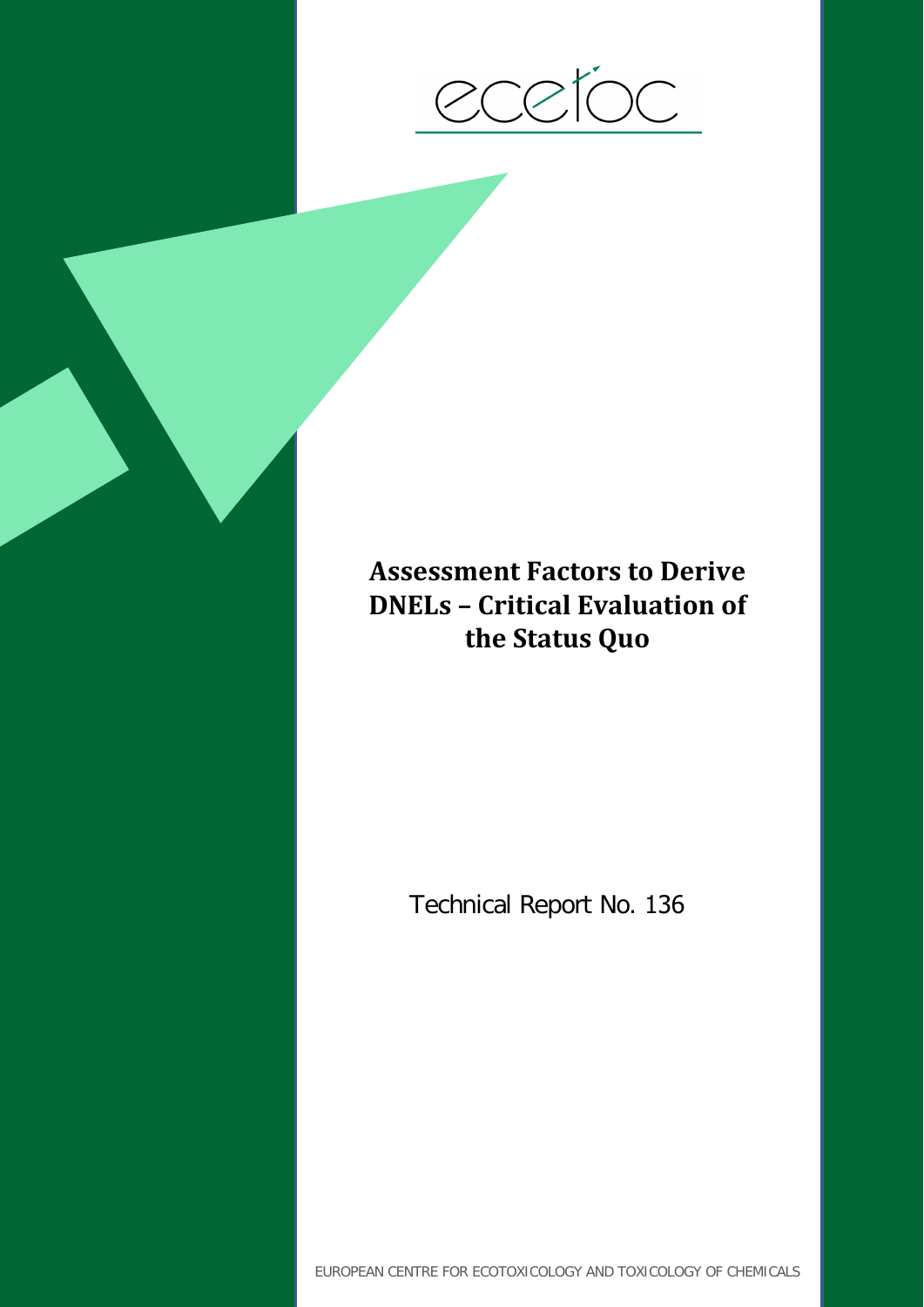ecetoc

# Assessment Factors to Derive DNELs – Critical Evaluation of the Status Quo

Technical Report No. 136

EUROPEAN CENTRE FOR ECOTOXICOLOGY AND TOXICOLOGY OF CHEMICALS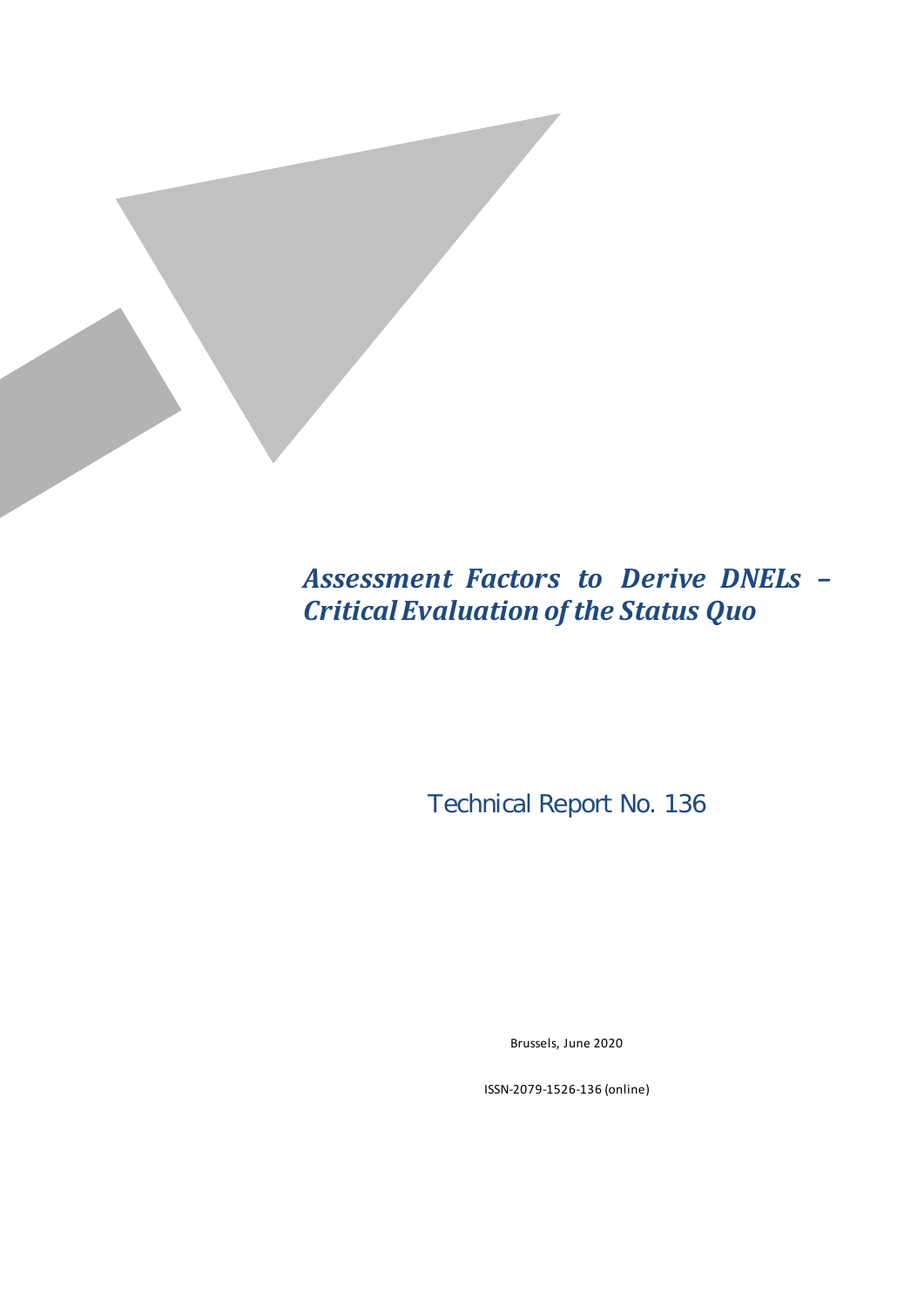# *Assessment Factors to Derive DNELs – Critical Evaluation of the Status Quo*

Technical Report No. 136

Brussels, June 2020

ISSN-2079-1526-136 (online)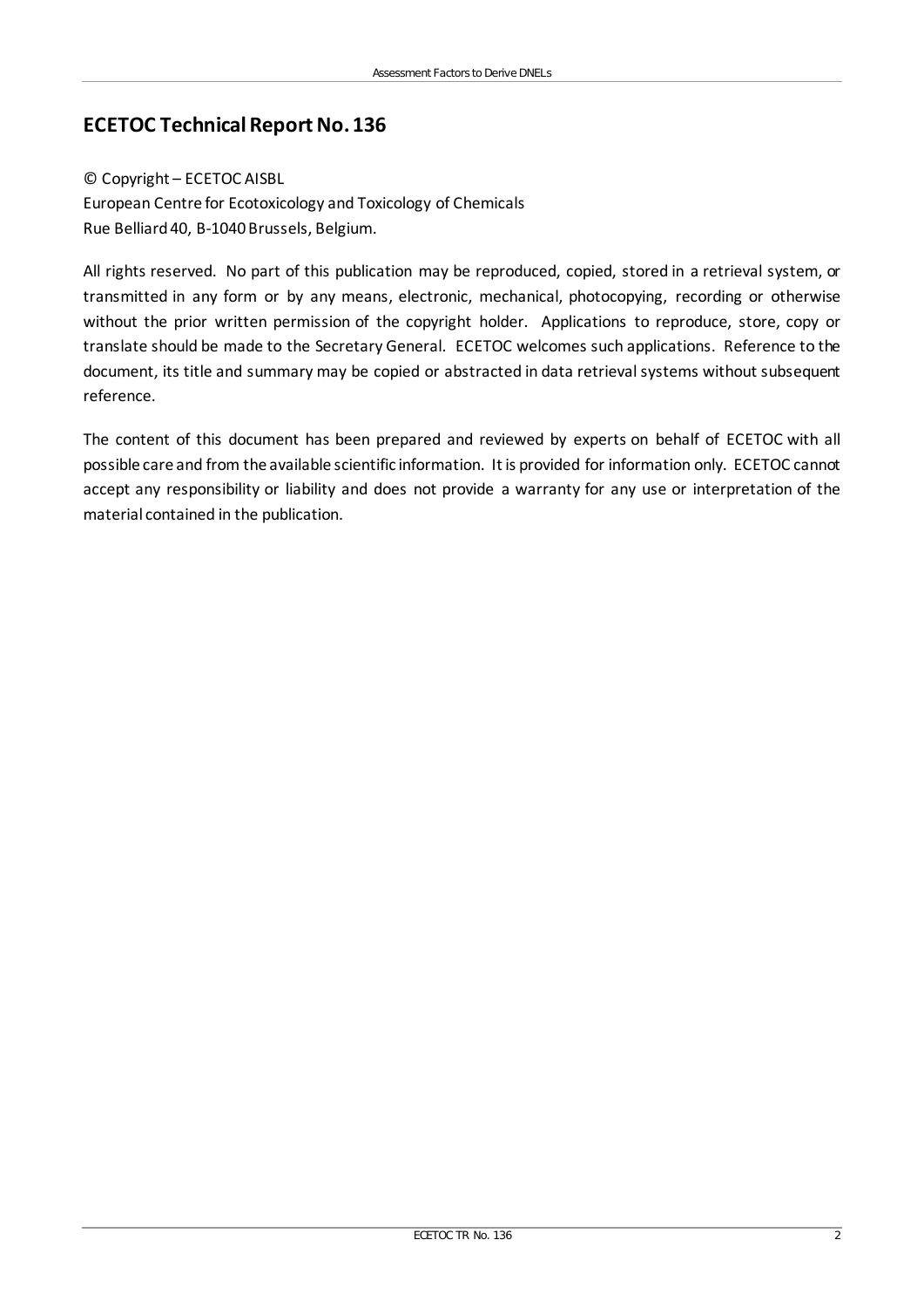## ECETOC Technical Report No. 136

© Copyright – ECETOC AISBL
European Centre for Ecotoxicology and Toxicology of Chemicals
Rue Belliard 40, B-1040 Brussels, Belgium.

All rights reserved. No part of this publication may be reproduced, copied, stored in a retrieval system, or transmitted in any form or by any means, electronic, mechanical, photocopying, recording or otherwise without the prior written permission of the copyright holder. Applications to reproduce, store, copy or translate should be made to the Secretary General. ECETOC welcomes such applications. Reference to the document, its title and summary may be copied or abstracted in data retrieval systems without subsequent reference.

The content of this document has been prepared and reviewed by experts on behalf of ECETOC with all possible care and from the available scientific information. It is provided for information only. ECETOC cannot accept any responsibility or liability and does not provide a warranty for any use or interpretation of the material contained in the publication.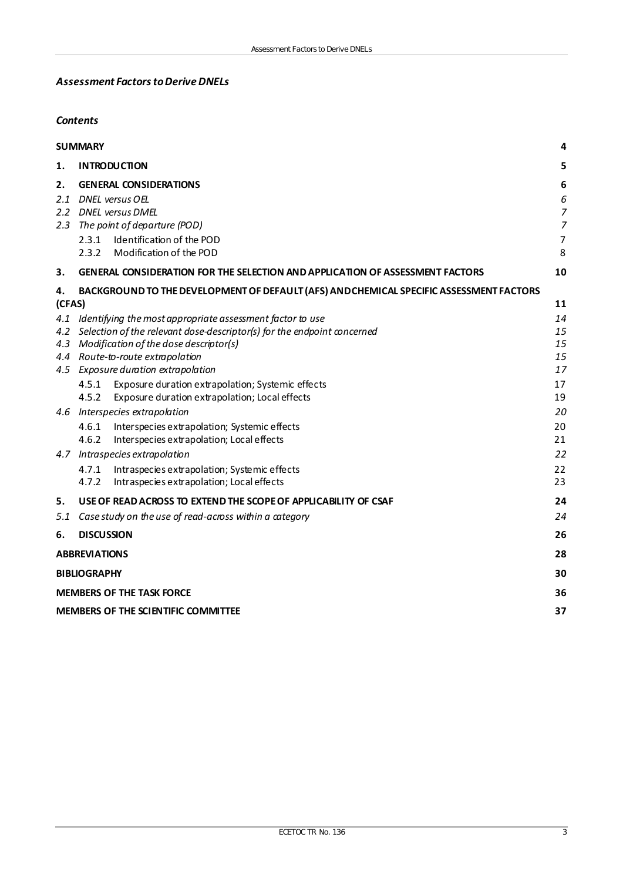## *Assessment Factors to Derive DNELs*

### *Contents*

| | |
|---|---|
| **SUMMARY** | **4** |
| **1. INTRODUCTION** | **5** |
| **2. GENERAL CONSIDERATIONS** | **6** |
| *2.1 DNEL versus OEL* | *6* |
| *2.2 DNEL versus DMEL* | *7* |
| *2.3 The point of departure (POD)* | *7* |
| 2.3.1 Identification of the POD | 7 |
| 2.3.2 Modification of the POD | 8 |
| **3. GENERAL CONSIDERATION FOR THE SELECTION AND APPLICATION OF ASSESSMENT FACTORS** | **10** |
| **4. BACKGROUND TO THE DEVELOPMENT OF DEFAULT (AFS) AND CHEMICAL SPECIFIC ASSESSMENT FACTORS (CFAS)** | **11** |
| *4.1 Identifying the most appropriate assessment factor to use* | *14* |
| *4.2 Selection of the relevant dose-descriptor(s) for the endpoint concerned* | *15* |
| *4.3 Modification of the dose descriptor(s)* | *15* |
| *4.4 Route-to-route extrapolation* | *15* |
| *4.5 Exposure duration extrapolation* | *17* |
| 4.5.1 Exposure duration extrapolation; Systemic effects | 17 |
| 4.5.2 Exposure duration extrapolation; Local effects | 19 |
| *4.6 Interspecies extrapolation* | *20* |
| 4.6.1 Interspecies extrapolation; Systemic effects | 20 |
| 4.6.2 Interspecies extrapolation; Local effects | 21 |
| *4.7 Intraspecies extrapolation* | *22* |
| 4.7.1 Intraspecies extrapolation; Systemic effects | 22 |
| 4.7.2 Intraspecies extrapolation; Local effects | 23 |
| **5. USE OF READ ACROSS TO EXTEND THE SCOPE OF APPLICABILITY OF CSAF** | **24** |
| *5.1 Case study on the use of read-across within a category* | *24* |
| **6. DISCUSSION** | **26** |
| **ABBREVIATIONS** | **28** |
| **BIBLIOGRAPHY** | **30** |
| **MEMBERS OF THE TASK FORCE** | **36** |
| **MEMBERS OF THE SCIENTIFIC COMMITTEE** | **37** |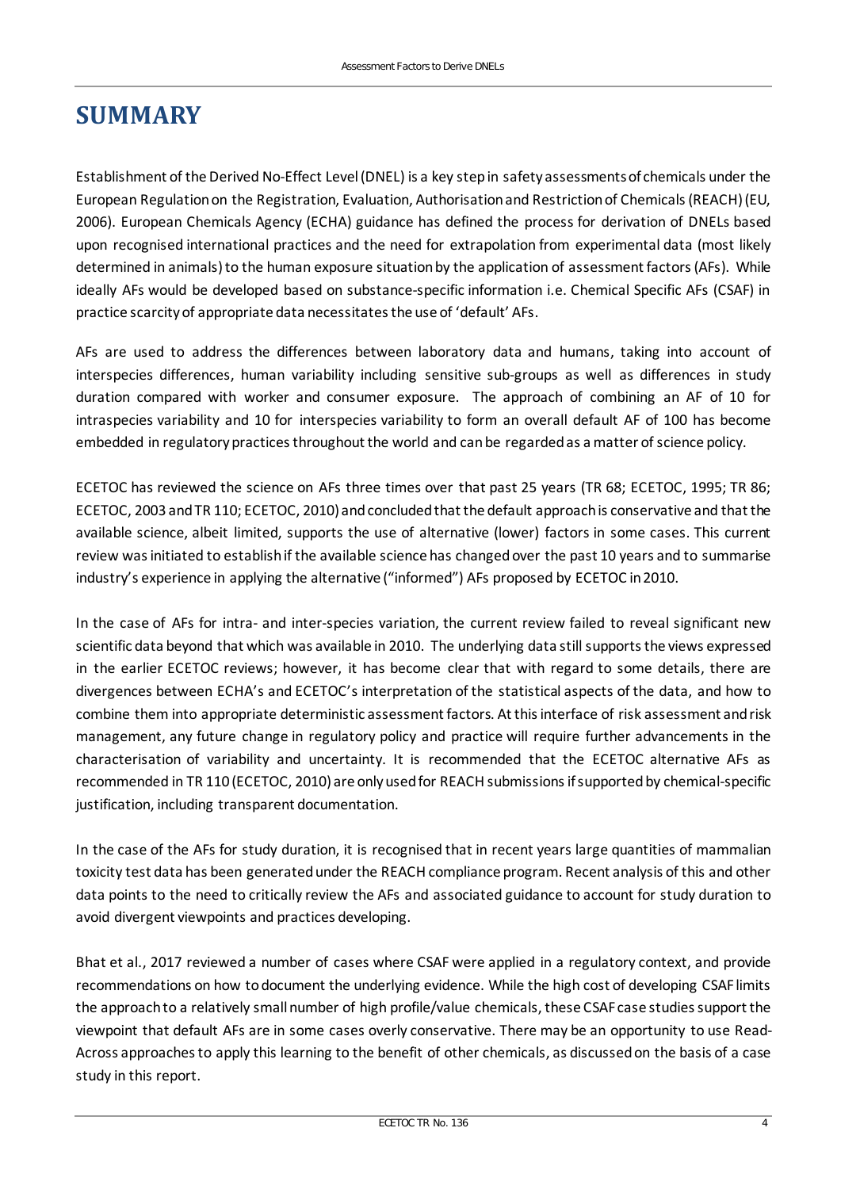# SUMMARY

Establishment of the Derived No-Effect Level (DNEL) is a key step in safety assessments of chemicals under the European Regulation on the Registration, Evaluation, Authorisation and Restriction of Chemicals (REACH) (EU, 2006). European Chemicals Agency (ECHA) guidance has defined the process for derivation of DNELs based upon recognised international practices and the need for extrapolation from experimental data (most likely determined in animals) to the human exposure situation by the application of assessment factors (AFs). While ideally AFs would be developed based on substance-specific information i.e. Chemical Specific AFs (CSAF) in practice scarcity of appropriate data necessitates the use of 'default' AFs.

AFs are used to address the differences between laboratory data and humans, taking into account of interspecies differences, human variability including sensitive sub-groups as well as differences in study duration compared with worker and consumer exposure. The approach of combining an AF of 10 for intraspecies variability and 10 for interspecies variability to form an overall default AF of 100 has become embedded in regulatory practices throughout the world and can be regarded as a matter of science policy.

ECETOC has reviewed the science on AFs three times over that past 25 years (TR 68; ECETOC, 1995; TR 86; ECETOC, 2003 and TR 110; ECETOC, 2010) and concluded that the default approach is conservative and that the available science, albeit limited, supports the use of alternative (lower) factors in some cases. This current review was initiated to establish if the available science has changed over the past 10 years and to summarise industry's experience in applying the alternative ("informed") AFs proposed by ECETOC in 2010.

In the case of AFs for intra- and inter-species variation, the current review failed to reveal significant new scientific data beyond that which was available in 2010. The underlying data still supports the views expressed in the earlier ECETOC reviews; however, it has become clear that with regard to some details, there are divergences between ECHA's and ECETOC's interpretation of the statistical aspects of the data, and how to combine them into appropriate deterministic assessment factors. At this interface of risk assessment and risk management, any future change in regulatory policy and practice will require further advancements in the characterisation of variability and uncertainty. It is recommended that the ECETOC alternative AFs as recommended in TR 110 (ECETOC, 2010) are only used for REACH submissions if supported by chemical-specific justification, including transparent documentation.

In the case of the AFs for study duration, it is recognised that in recent years large quantities of mammalian toxicity test data has been generated under the REACH compliance program. Recent analysis of this and other data points to the need to critically review the AFs and associated guidance to account for study duration to avoid divergent viewpoints and practices developing.

Bhat et al., 2017 reviewed a number of cases where CSAF were applied in a regulatory context, and provide recommendations on how to document the underlying evidence. While the high cost of developing CSAF limits the approach to a relatively small number of high profile/value chemicals, these CSAF case studies support the viewpoint that default AFs are in some cases overly conservative. There may be an opportunity to use Read-Across approaches to apply this learning to the benefit of other chemicals, as discussed on the basis of a case study in this report.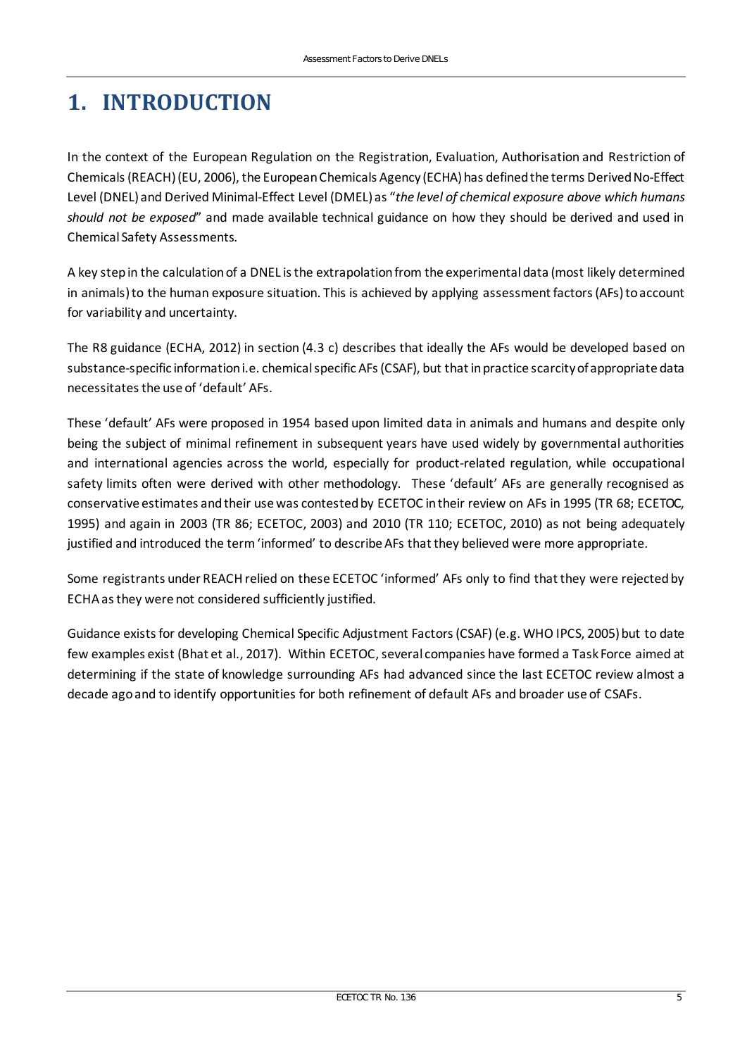# 1. INTRODUCTION

In the context of the European Regulation on the Registration, Evaluation, Authorisation and Restriction of Chemicals (REACH) (EU, 2006), the European Chemicals Agency (ECHA) has defined the terms Derived No-Effect Level (DNEL) and Derived Minimal-Effect Level (DMEL) as "*the level of chemical exposure above which humans should not be exposed*" and made available technical guidance on how they should be derived and used in Chemical Safety Assessments.

A key step in the calculation of a DNEL is the extrapolation from the experimental data (most likely determined in animals) to the human exposure situation. This is achieved by applying assessment factors (AFs) to account for variability and uncertainty.

The R8 guidance (ECHA, 2012) in section (4.3 c) describes that ideally the AFs would be developed based on substance-specific information i.e. chemical specific AFs (CSAF), but that in practice scarcity of appropriate data necessitates the use of 'default' AFs.

These 'default' AFs were proposed in 1954 based upon limited data in animals and humans and despite only being the subject of minimal refinement in subsequent years have used widely by governmental authorities and international agencies across the world, especially for product-related regulation, while occupational safety limits often were derived with other methodology. These 'default' AFs are generally recognised as conservative estimates and their use was contested by ECETOC in their review on AFs in 1995 (TR 68; ECETOC, 1995) and again in 2003 (TR 86; ECETOC, 2003) and 2010 (TR 110; ECETOC, 2010) as not being adequately justified and introduced the term 'informed' to describe AFs that they believed were more appropriate.

Some registrants under REACH relied on these ECETOC 'informed' AFs only to find that they were rejected by ECHA as they were not considered sufficiently justified.

Guidance exists for developing Chemical Specific Adjustment Factors (CSAF) (e.g. WHO IPCS, 2005) but to date few examples exist (Bhat et al., 2017). Within ECETOC, several companies have formed a Task Force aimed at determining if the state of knowledge surrounding AFs had advanced since the last ECETOC review almost a decade ago and to identify opportunities for both refinement of default AFs and broader use of CSAFs.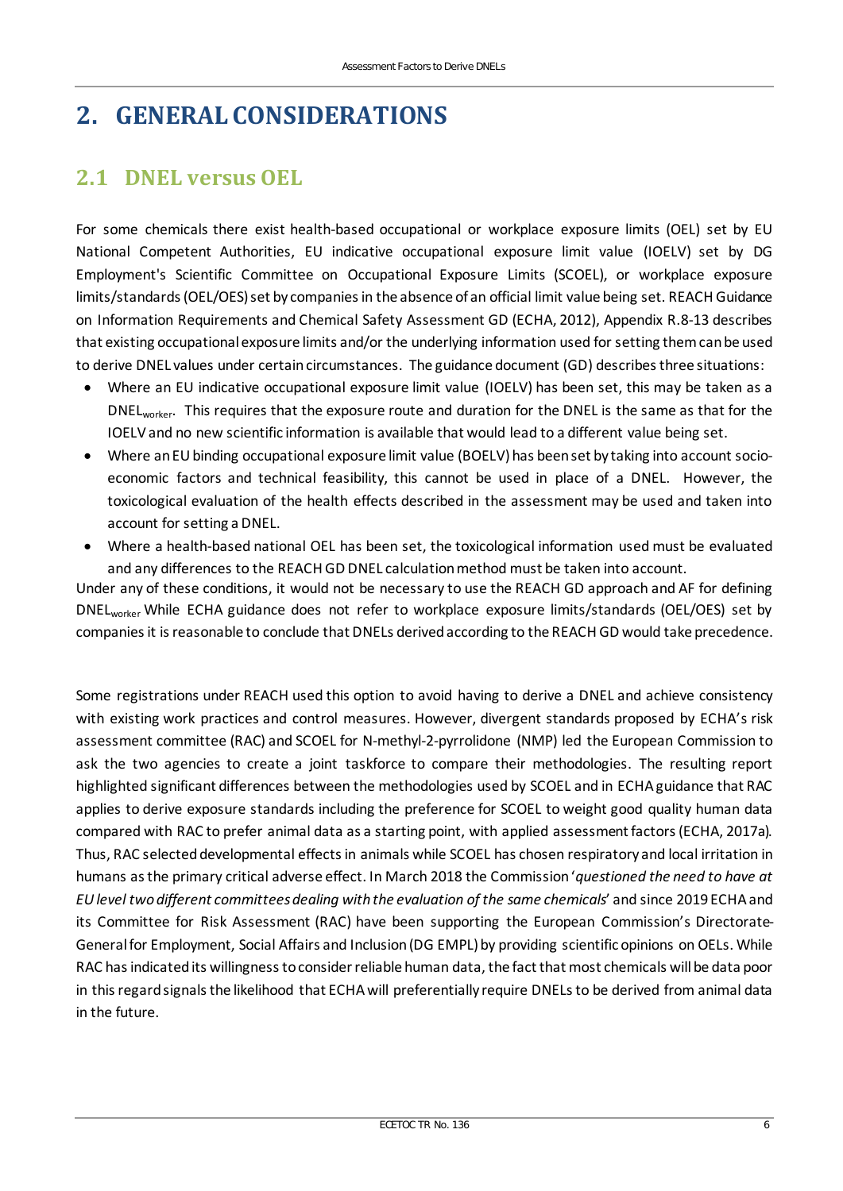# 2. GENERAL CONSIDERATIONS

## 2.1 DNEL versus OEL

For some chemicals there exist health-based occupational or workplace exposure limits (OEL) set by EU National Competent Authorities, EU indicative occupational exposure limit value (IOELV) set by DG Employment's Scientific Committee on Occupational Exposure Limits (SCOEL), or workplace exposure limits/standards (OEL/OES) set by companies in the absence of an official limit value being set. REACH Guidance on Information Requirements and Chemical Safety Assessment GD (ECHA, 2012), Appendix R.8-13 describes that existing occupational exposure limits and/or the underlying information used for setting them can be used to derive DNEL values under certain circumstances. The guidance document (GD) describes three situations:

- Where an EU indicative occupational exposure limit value (IOELV) has been set, this may be taken as a $DNEL_{worker}$. This requires that the exposure route and duration for the DNEL is the same as that for the IOELV and no new scientific information is available that would lead to a different value being set.
- Where an EU binding occupational exposure limit value (BOELV) has been set by taking into account socio-economic factors and technical feasibility, this cannot be used in place of a DNEL. However, the toxicological evaluation of the health effects described in the assessment may be used and taken into account for setting a DNEL.
- Where a health-based national OEL has been set, the toxicological information used must be evaluated and any differences to the REACH GD DNEL calculation method must be taken into account.

Under any of these conditions, it would not be necessary to use the REACH GD approach and AF for defining $DNEL_{worker}$ While ECHA guidance does not refer to workplace exposure limits/standards (OEL/OES) set by companies it is reasonable to conclude that DNELs derived according to the REACH GD would take precedence.

Some registrations under REACH used this option to avoid having to derive a DNEL and achieve consistency with existing work practices and control measures. However, divergent standards proposed by ECHA's risk assessment committee (RAC) and SCOEL for N-methyl-2-pyrrolidone (NMP) led the European Commission to ask the two agencies to create a joint taskforce to compare their methodologies. The resulting report highlighted significant differences between the methodologies used by SCOEL and in ECHA guidance that RAC applies to derive exposure standards including the preference for SCOEL to weight good quality human data compared with RAC to prefer animal data as a starting point, with applied assessment factors (ECHA, 2017a). Thus, RAC selected developmental effects in animals while SCOEL has chosen respiratory and local irritation in humans as the primary critical adverse effect. In March 2018 the Commission '*questioned the need to have at EU level two different committees dealing with the evaluation of the same chemicals*' and since 2019 ECHA and its Committee for Risk Assessment (RAC) have been supporting the European Commission's Directorate-General for Employment, Social Affairs and Inclusion (DG EMPL) by providing scientific opinions on OELs. While RAC has indicated its willingness to consider reliable human data, the fact that most chemicals will be data poor in this regard signals the likelihood that ECHA will preferentially require DNELs to be derived from animal data in the future.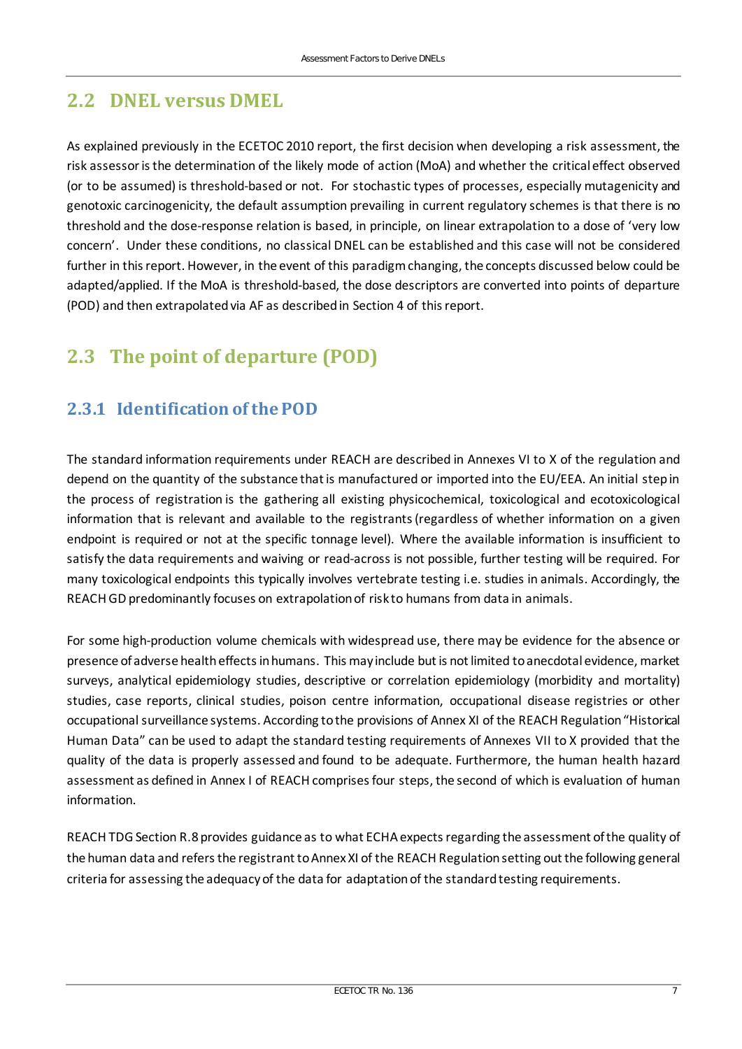## 2.2 DNEL versus DMEL

As explained previously in the ECETOC 2010 report, the first decision when developing a risk assessment, the risk assessor is the determination of the likely mode of action (MoA) and whether the critical effect observed (or to be assumed) is threshold-based or not. For stochastic types of processes, especially mutagenicity and genotoxic carcinogenicity, the default assumption prevailing in current regulatory schemes is that there is no threshold and the dose-response relation is based, in principle, on linear extrapolation to a dose of 'very low concern'. Under these conditions, no classical DNEL can be established and this case will not be considered further in this report. However, in the event of this paradigm changing, the concepts discussed below could be adapted/applied. If the MoA is threshold-based, the dose descriptors are converted into points of departure (POD) and then extrapolated via AF as described in Section 4 of this report.

## 2.3 The point of departure (POD)

### 2.3.1 Identification of the POD

The standard information requirements under REACH are described in Annexes VI to X of the regulation and depend on the quantity of the substance that is manufactured or imported into the EU/EEA. An initial step in the process of registration is the gathering all existing physicochemical, toxicological and ecotoxicological information that is relevant and available to the registrants (regardless of whether information on a given endpoint is required or not at the specific tonnage level). Where the available information is insufficient to satisfy the data requirements and waiving or read-across is not possible, further testing will be required. For many toxicological endpoints this typically involves vertebrate testing i.e. studies in animals. Accordingly, the REACH GD predominantly focuses on extrapolation of risk to humans from data in animals.

For some high-production volume chemicals with widespread use, there may be evidence for the absence or presence of adverse health effects in humans. This may include but is not limited to anecdotal evidence, market surveys, analytical epidemiology studies, descriptive or correlation epidemiology (morbidity and mortality) studies, case reports, clinical studies, poison centre information, occupational disease registries or other occupational surveillance systems. According to the provisions of Annex XI of the REACH Regulation "Historical Human Data" can be used to adapt the standard testing requirements of Annexes VII to X provided that the quality of the data is properly assessed and found to be adequate. Furthermore, the human health hazard assessment as defined in Annex I of REACH comprises four steps, the second of which is evaluation of human information.

REACH TDG Section R.8 provides guidance as to what ECHA expects regarding the assessment of the quality of the human data and refers the registrant to Annex XI of the REACH Regulation setting out the following general criteria for assessing the adequacy of the data for adaptation of the standard testing requirements.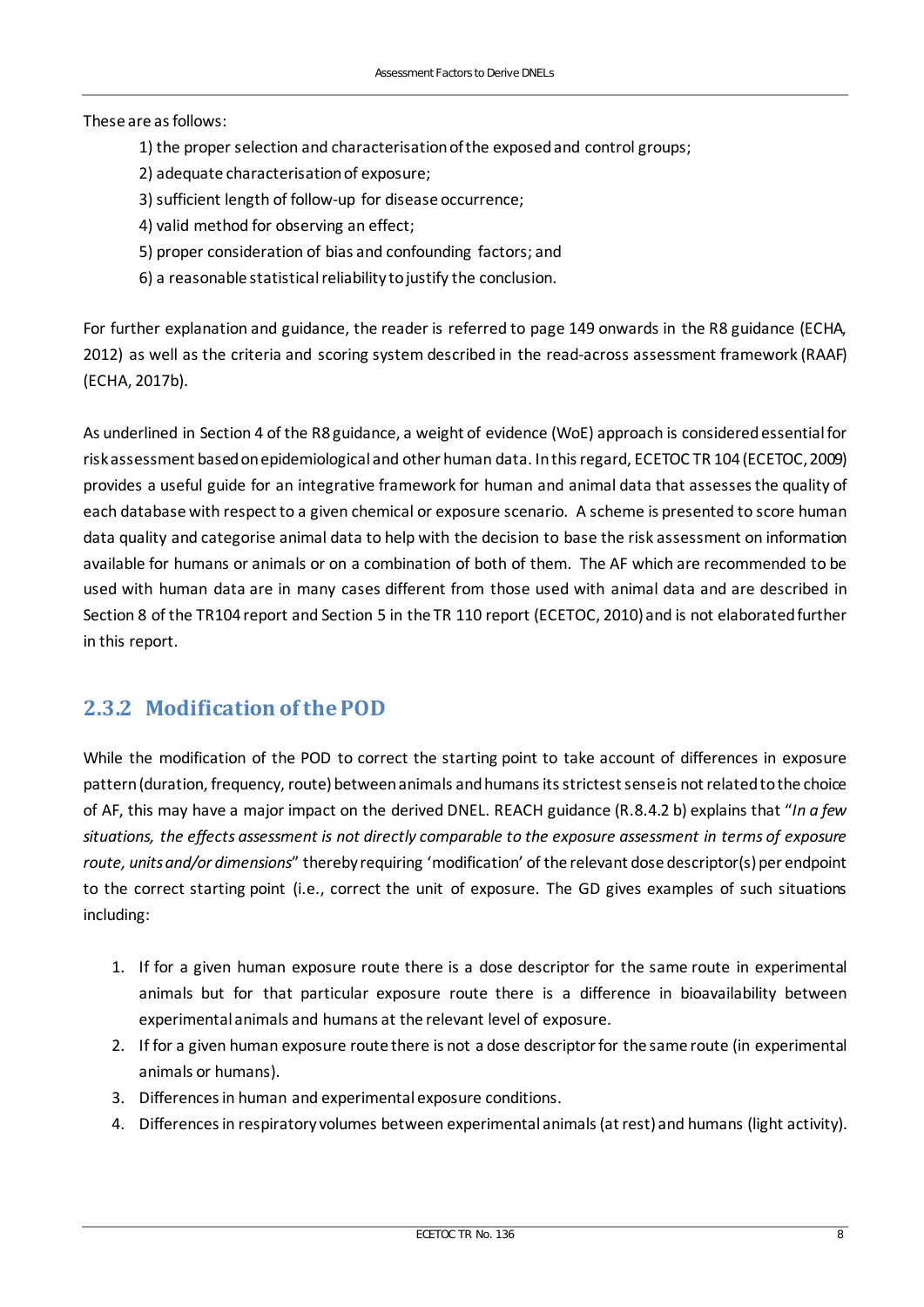These are as follows:

1) the proper selection and characterisation of the exposed and control groups;
2) adequate characterisation of exposure;
3) sufficient length of follow-up for disease occurrence;
4) valid method for observing an effect;
5) proper consideration of bias and confounding factors; and
6) a reasonable statistical reliability to justify the conclusion.

For further explanation and guidance, the reader is referred to page 149 onwards in the R8 guidance (ECHA, 2012) as well as the criteria and scoring system described in the read-across assessment framework (RAAF) (ECHA, 2017b).

As underlined in Section 4 of the R8 guidance, a weight of evidence (WoE) approach is considered essential for risk assessment based on epidemiological and other human data. In this regard, ECETOC TR 104 (ECETOC, 2009) provides a useful guide for an integrative framework for human and animal data that assesses the quality of each database with respect to a given chemical or exposure scenario. A scheme is presented to score human data quality and categorise animal data to help with the decision to base the risk assessment on information available for humans or animals or on a combination of both of them. The AF which are recommended to be used with human data are in many cases different from those used with animal data and are described in Section 8 of the TR104 report and Section 5 in the TR 110 report (ECETOC, 2010) and is not elaborated further in this report.

### 2.3.2 Modification of the POD

While the modification of the POD to correct the starting point to take account of differences in exposure pattern (duration, frequency, route) between animals and humans its strictest sense is not related to the choice of AF, this may have a major impact on the derived DNEL. REACH guidance (R.8.4.2 b) explains that "*In a few situations, the effects assessment is not directly comparable to the exposure assessment in terms of exposure route, units and/or dimensions*" thereby requiring 'modification' of the relevant dose descriptor(s) per endpoint to the correct starting point (i.e., correct the unit of exposure. The GD gives examples of such situations including:

1. If for a given human exposure route there is a dose descriptor for the same route in experimental animals but for that particular exposure route there is a difference in bioavailability between experimental animals and humans at the relevant level of exposure.
2. If for a given human exposure route there is not a dose descriptor for the same route (in experimental animals or humans).
3. Differences in human and experimental exposure conditions.
4. Differences in respiratory volumes between experimental animals (at rest) and humans (light activity).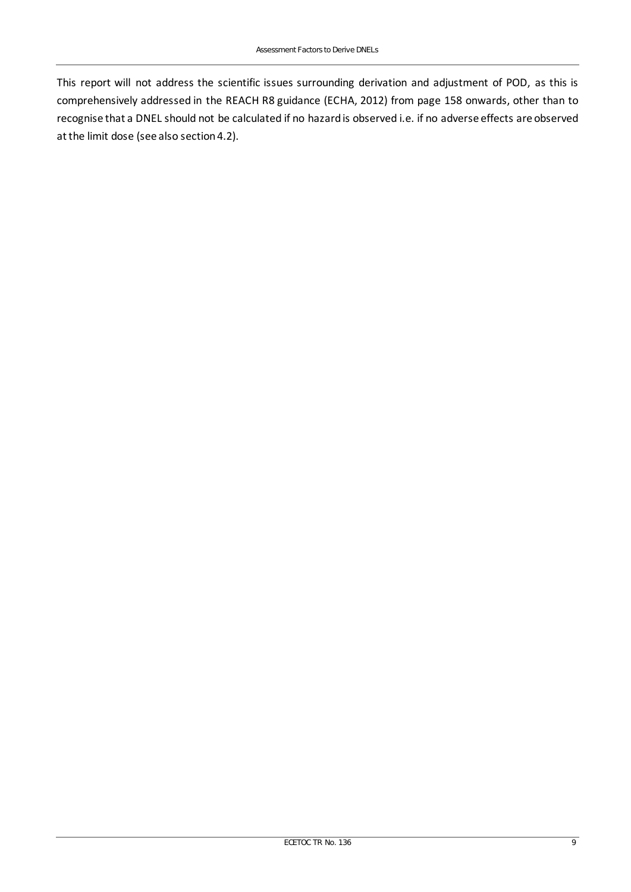This report will not address the scientific issues surrounding derivation and adjustment of POD, as this is comprehensively addressed in the REACH R8 guidance (ECHA, 2012) from page 158 onwards, other than to recognise that a DNEL should not be calculated if no hazard is observed i.e. if no adverse effects are observed at the limit dose (see also section 4.2).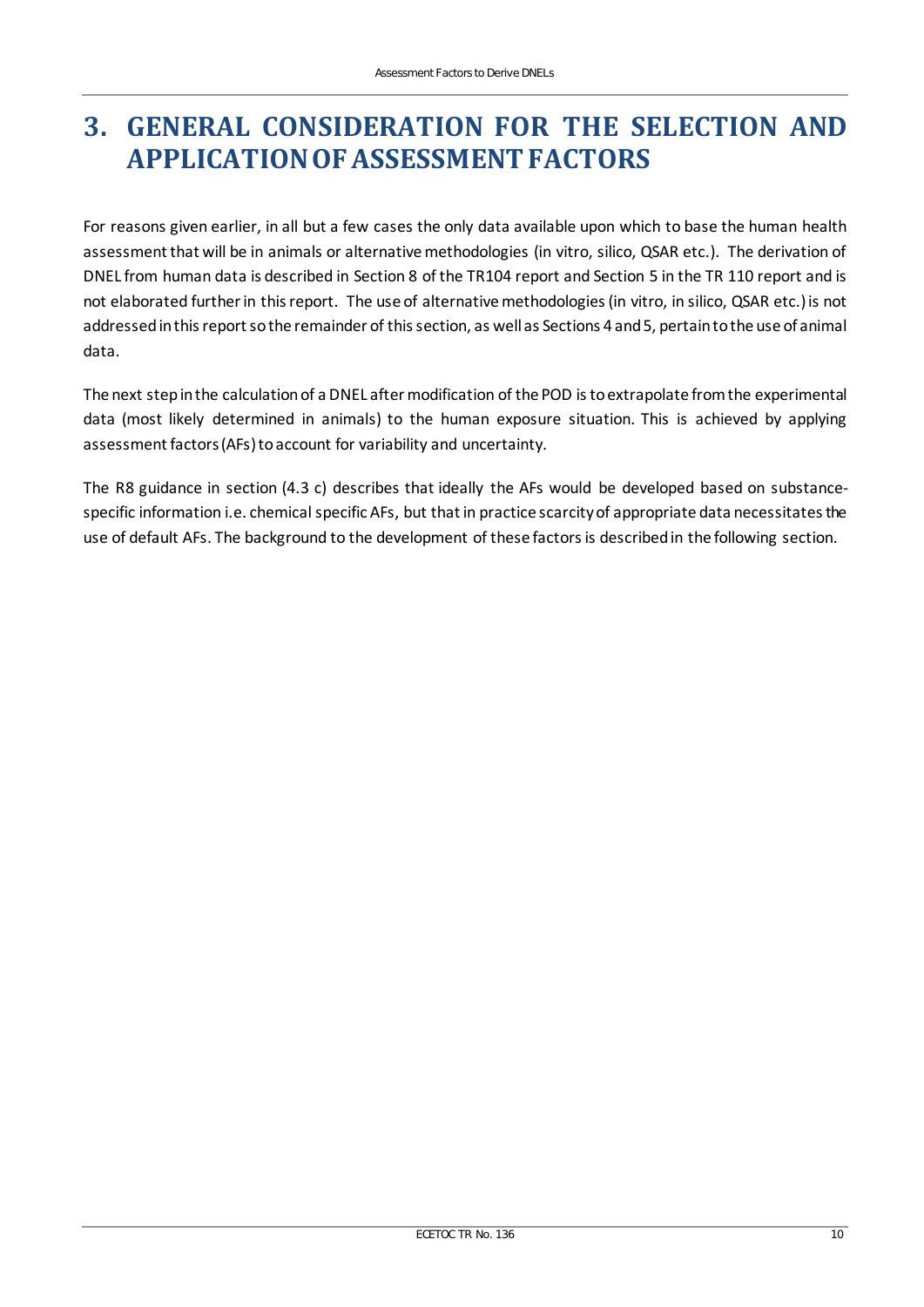# 3. GENERAL CONSIDERATION FOR THE SELECTION AND APPLICATION OF ASSESSMENT FACTORS

For reasons given earlier, in all but a few cases the only data available upon which to base the human health assessment that will be in animals or alternative methodologies (in vitro, silico, QSAR etc.). The derivation of DNEL from human data is described in Section 8 of the TR104 report and Section 5 in the TR 110 report and is not elaborated further in this report. The use of alternative methodologies (in vitro, in silico, QSAR etc.) is not addressed in this report so the remainder of this section, as well as Sections 4 and 5, pertain to the use of animal data.

The next step in the calculation of a DNEL after modification of the POD is to extrapolate from the experimental data (most likely determined in animals) to the human exposure situation. This is achieved by applying assessment factors (AFs) to account for variability and uncertainty.

The R8 guidance in section (4.3 c) describes that ideally the AFs would be developed based on substance-specific information i.e. chemical specific AFs, but that in practice scarcity of appropriate data necessitates the use of default AFs. The background to the development of these factors is described in the following section.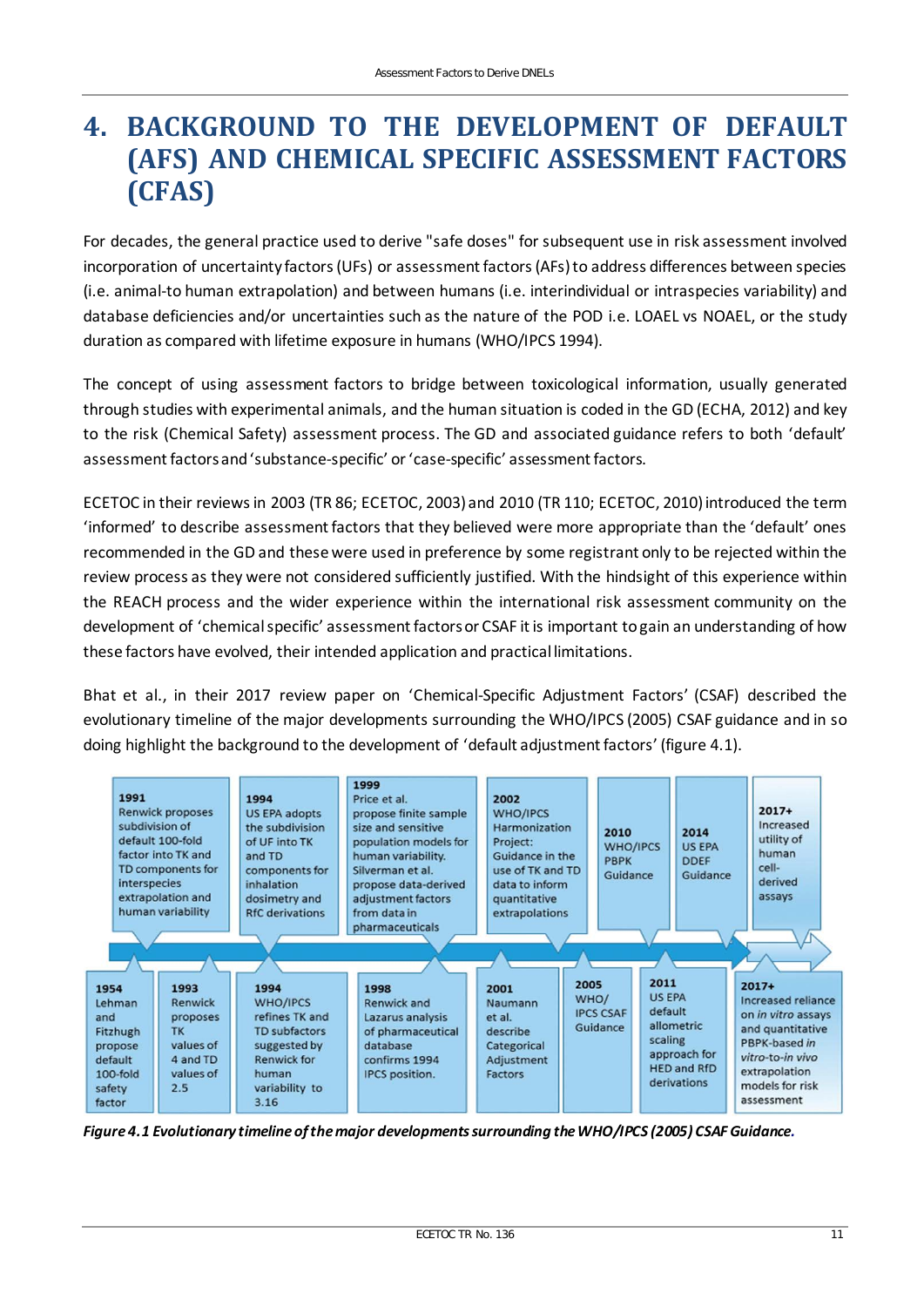# 4. BACKGROUND TO THE DEVELOPMENT OF DEFAULT (AFS) AND CHEMICAL SPECIFIC ASSESSMENT FACTORS (CFAS)

For decades, the general practice used to derive "safe doses" for subsequent use in risk assessment involved incorporation of uncertainty factors (UFs) or assessment factors (AFs) to address differences between species (i.e. animal-to human extrapolation) and between humans (i.e. interindividual or intraspecies variability) and database deficiencies and/or uncertainties such as the nature of the POD i.e. LOAEL vs NOAEL, or the study duration as compared with lifetime exposure in humans (WHO/IPCS 1994).

The concept of using assessment factors to bridge between toxicological information, usually generated through studies with experimental animals, and the human situation is coded in the GD (ECHA, 2012) and key to the risk (Chemical Safety) assessment process. The GD and associated guidance refers to both 'default' assessment factors and 'substance-specific' or 'case-specific' assessment factors.

ECETOC in their reviews in 2003 (TR 86; ECETOC, 2003) and 2010 (TR 110; ECETOC, 2010) introduced the term 'informed' to describe assessment factors that they believed were more appropriate than the 'default' ones recommended in the GD and these were used in preference by some registrant only to be rejected within the review process as they were not considered sufficiently justified. With the hindsight of this experience within the REACH process and the wider experience within the international risk assessment community on the development of 'chemical specific' assessment factors or CSAF it is important to gain an understanding of how these factors have evolved, their intended application and practical limitations.

Bhat et al., in their 2017 review paper on 'Chemical-Specific Adjustment Factors' (CSAF) described the evolutionary timeline of the major developments surrounding the WHO/IPCS (2005) CSAF guidance and in so doing highlight the background to the development of 'default adjustment factors' (figure 4.1).

- **1954** Lehman and Fitzhugh propose default 100-fold safety factor
- **1991** Renwick proposes subdivision of default 100-fold factor into TK and TD components for interspecies extrapolation and human variability
- **1993** Renwick proposes TK values of 4 and TD values of 2.5
- **1994** US EPA adopts the subdivision of UF into TK and TD components for inhalation dosimetry and RfC derivations
- **1994** WHO/IPCS refines TK and TD subfactors suggested by Renwick for human variability to 3.16
- **1998** Renwick and Lazarus analysis of pharmaceutical database confirms 1994 IPCS position.
- **1999** Price et al. propose finite sample size and sensitive population models for human variability. Silverman et al. propose data-derived adjustment factors from data in pharmaceuticals
- **2001** Naumann et al. describe Categorical Adjustment Factors
- **2002** WHO/IPCS Harmonization Project: Guidance in the use of TK and TD data to inform quantitative extrapolations
- **2005** WHO/IPCS CSAF Guidance
- **2010** WHO/IPCS PBPK Guidance
- **2011** US EPA default allometric scaling approach for HED and RfD derivations
- **2014** US EPA DDEF Guidance
- **2017+** Increased utility of human cell-derived assays
- **2017+** Increased reliance on *in vitro* assays and quantitative PBPK-based *in vitro-to-in vivo* extrapolation models for risk assessment

*Figure 4.1 Evolutionary timeline of the major developments surrounding the WHO/IPCS (2005) CSAF Guidance.*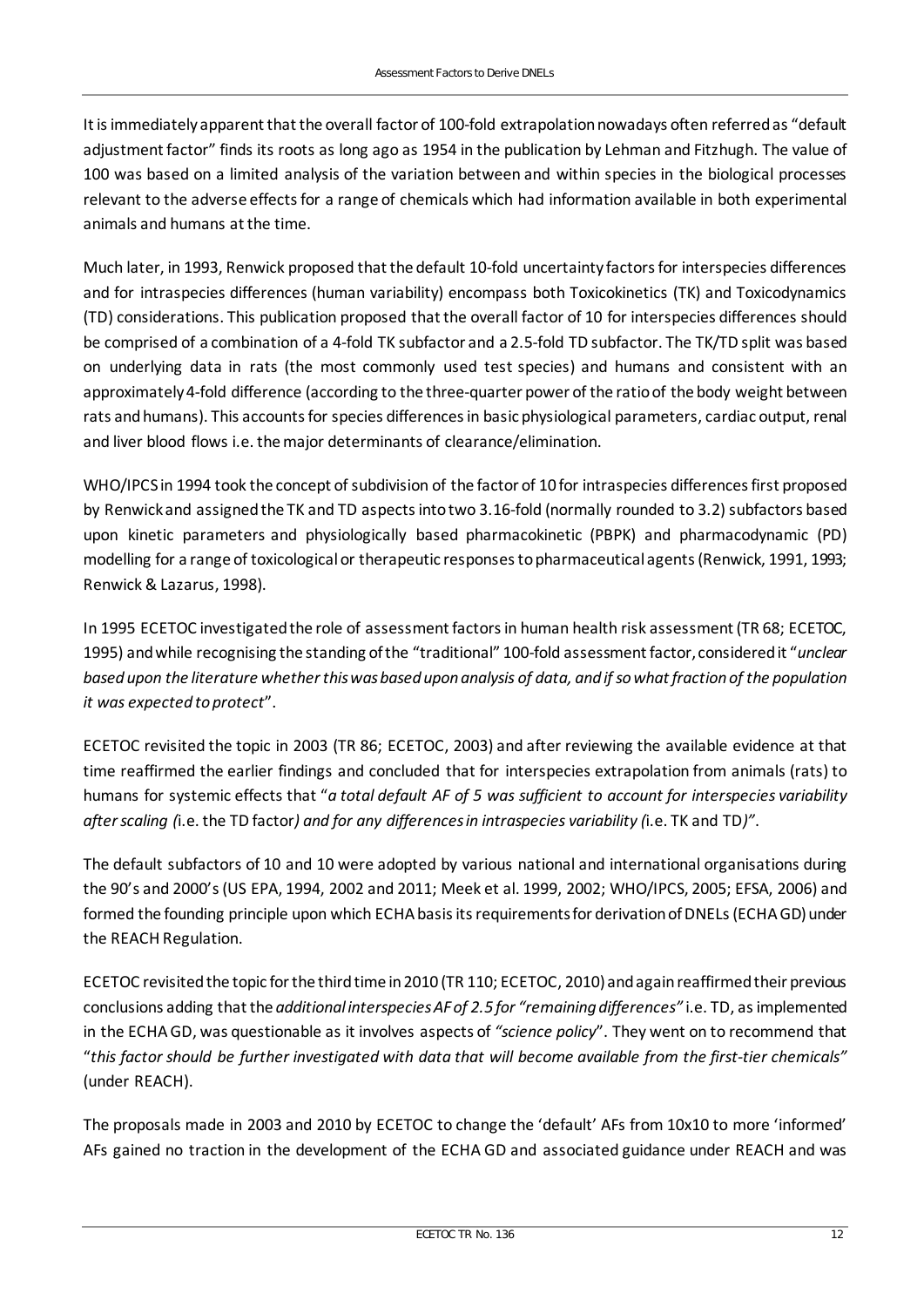It is immediately apparent that the overall factor of 100-fold extrapolation nowadays often referred as "default adjustment factor" finds its roots as long ago as 1954 in the publication by Lehman and Fitzhugh. The value of 100 was based on a limited analysis of the variation between and within species in the biological processes relevant to the adverse effects for a range of chemicals which had information available in both experimental animals and humans at the time.

Much later, in 1993, Renwick proposed that the default 10-fold uncertainty factors for interspecies differences and for intraspecies differences (human variability) encompass both Toxicokinetics (TK) and Toxicodynamics (TD) considerations. This publication proposed that the overall factor of 10 for interspecies differences should be comprised of a combination of a 4-fold TK subfactor and a 2.5-fold TD subfactor. The TK/TD split was based on underlying data in rats (the most commonly used test species) and humans and consistent with an approximately 4-fold difference (according to the three-quarter power of the ratio of the body weight between rats and humans). This accounts for species differences in basic physiological parameters, cardiac output, renal and liver blood flows i.e. the major determinants of clearance/elimination.

WHO/IPCS in 1994 took the concept of subdivision of the factor of 10 for intraspecies differences first proposed by Renwick and assigned the TK and TD aspects into two 3.16-fold (normally rounded to 3.2) subfactors based upon kinetic parameters and physiologically based pharmacokinetic (PBPK) and pharmacodynamic (PD) modelling for a range of toxicological or therapeutic responses to pharmaceutical agents (Renwick, 1991, 1993; Renwick & Lazarus, 1998).

In 1995 ECETOC investigated the role of assessment factors in human health risk assessment (TR 68; ECETOC, 1995) and while recognising the standing of the "traditional" 100-fold assessment factor, considered it "*unclear based upon the literature whether this was based upon analysis of data, and if so what fraction of the population it was expected to protect*".

ECETOC revisited the topic in 2003 (TR 86; ECETOC, 2003) and after reviewing the available evidence at that time reaffirmed the earlier findings and concluded that for interspecies extrapolation from animals (rats) to humans for systemic effects that "*a total default AF of 5 was sufficient to account for interspecies variability after scaling (*i.e. the TD factor*) and for any differences in intraspecies variability (*i.e. TK and TD*)"*.

The default subfactors of 10 and 10 were adopted by various national and international organisations during the 90's and 2000's (US EPA, 1994, 2002 and 2011; Meek et al. 1999, 2002; WHO/IPCS, 2005; EFSA, 2006) and formed the founding principle upon which ECHA basis its requirements for derivation of DNELs (ECHA GD) under the REACH Regulation.

ECETOC revisited the topic for the third time in 2010 (TR 110; ECETOC, 2010) and again reaffirmed their previous conclusions adding that the *additional interspecies AF of 2.5 for "remaining differences"* i.e. TD, as implemented in the ECHA GD, was questionable as it involves aspects of *"science policy*". They went on to recommend that "*this factor should be further investigated with data that will become available from the first-tier chemicals"* (under REACH).

The proposals made in 2003 and 2010 by ECETOC to change the 'default' AFs from 10x10 to more 'informed' AFs gained no traction in the development of the ECHA GD and associated guidance under REACH and was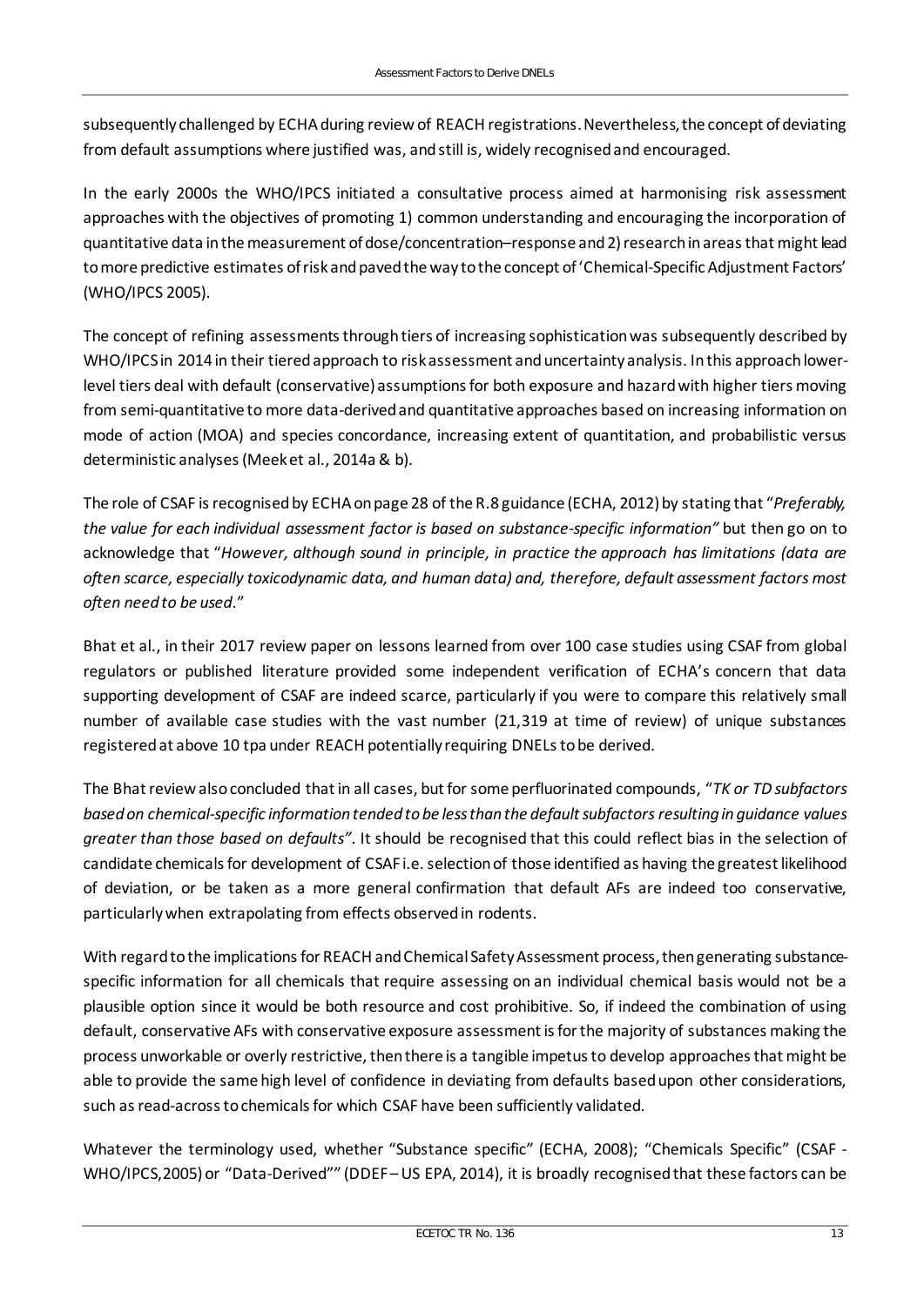subsequently challenged by ECHA during review of REACH registrations. Nevertheless, the concept of deviating from default assumptions where justified was, and still is, widely recognised and encouraged.

In the early 2000s the WHO/IPCS initiated a consultative process aimed at harmonising risk assessment approaches with the objectives of promoting 1) common understanding and encouraging the incorporation of quantitative data in the measurement of dose/concentration–response and 2) research in areas that might lead to more predictive estimates of risk and paved the way to the concept of 'Chemical-Specific Adjustment Factors' (WHO/IPCS 2005).

The concept of refining assessments through tiers of increasing sophistication was subsequently described by WHO/IPCS in 2014 in their tiered approach to risk assessment and uncertainty analysis. In this approach lower-level tiers deal with default (conservative) assumptions for both exposure and hazard with higher tiers moving from semi-quantitative to more data-derived and quantitative approaches based on increasing information on mode of action (MOA) and species concordance, increasing extent of quantitation, and probabilistic versus deterministic analyses (Meek et al., 2014a & b).

The role of CSAF is recognised by ECHA on page 28 of the R.8 guidance (ECHA, 2012) by stating that "*Preferably, the value for each individual assessment factor is based on substance-specific information"* but then go on to acknowledge that "*However, although sound in principle, in practice the approach has limitations (data are often scarce, especially toxicodynamic data, and human data) and, therefore, default assessment factors most often need to be used*."

Bhat et al., in their 2017 review paper on lessons learned from over 100 case studies using CSAF from global regulators or published literature provided some independent verification of ECHA's concern that data supporting development of CSAF are indeed scarce, particularly if you were to compare this relatively small number of available case studies with the vast number (21,319 at time of review) of unique substances registered at above 10 tpa under REACH potentially requiring DNELs to be derived.

The Bhat review also concluded that in all cases, but for some perfluorinated compounds, "*TK or TD subfactors based on chemical-specific information tended to be less than the default subfactors resulting in guidance values greater than those based on defaults"*. It should be recognised that this could reflect bias in the selection of candidate chemicals for development of CSAF i.e. selection of those identified as having the greatest likelihood of deviation, or be taken as a more general confirmation that default AFs are indeed too conservative, particularly when extrapolating from effects observed in rodents.

With regard to the implications for REACH and Chemical Safety Assessment process, then generating substance-specific information for all chemicals that require assessing on an individual chemical basis would not be a plausible option since it would be both resource and cost prohibitive. So, if indeed the combination of using default, conservative AFs with conservative exposure assessment is for the majority of substances making the process unworkable or overly restrictive, then there is a tangible impetus to develop approaches that might be able to provide the same high level of confidence in deviating from defaults based upon other considerations, such as read-across to chemicals for which CSAF have been sufficiently validated.

Whatever the terminology used, whether "Substance specific" (ECHA, 2008); "Chemicals Specific" (CSAF - WHO/IPCS,2005) or "Data-Derived"" (DDEF – US EPA, 2014), it is broadly recognised that these factors can be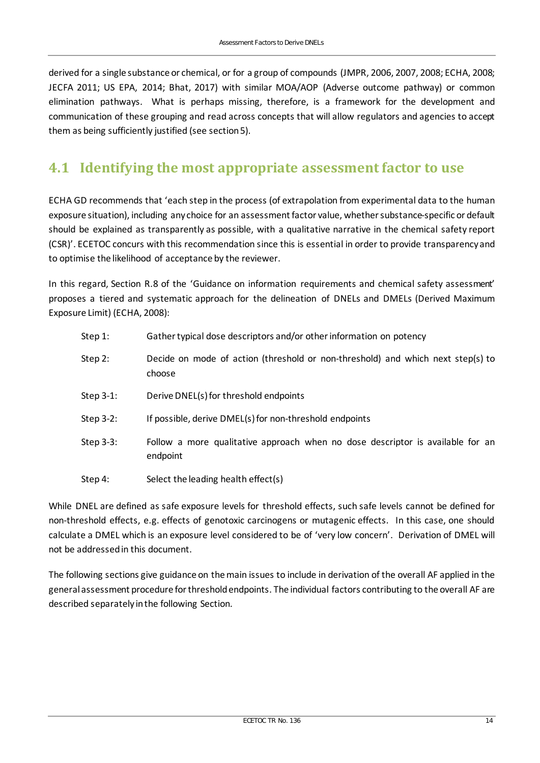derived for a single substance or chemical, or for a group of compounds (JMPR, 2006, 2007, 2008; ECHA, 2008; JECFA 2011; US EPA, 2014; Bhat, 2017) with similar MOA/AOP (Adverse outcome pathway) or common elimination pathways. What is perhaps missing, therefore, is a framework for the development and communication of these grouping and read across concepts that will allow regulators and agencies to accept them as being sufficiently justified (see section 5).

## 4.1 Identifying the most appropriate assessment factor to use

ECHA GD recommends that 'each step in the process (of extrapolation from experimental data to the human exposure situation), including any choice for an assessment factor value, whether substance-specific or default should be explained as transparently as possible, with a qualitative narrative in the chemical safety report (CSR)'. ECETOC concurs with this recommendation since this is essential in order to provide transparency and to optimise the likelihood of acceptance by the reviewer.

In this regard, Section R.8 of the 'Guidance on information requirements and chemical safety assessment' proposes a tiered and systematic approach for the delineation of DNELs and DMELs (Derived Maximum Exposure Limit) (ECHA, 2008):

- Step 1: Gather typical dose descriptors and/or other information on potency
- Step 2: Decide on mode of action (threshold or non-threshold) and which next step(s) to choose
- Step 3-1: Derive DNEL(s) for threshold endpoints
- Step 3-2: If possible, derive DMEL(s) for non-threshold endpoints
- Step 3-3: Follow a more qualitative approach when no dose descriptor is available for an endpoint
- Step 4: Select the leading health effect(s)

While DNEL are defined as safe exposure levels for threshold effects, such safe levels cannot be defined for non-threshold effects, e.g. effects of genotoxic carcinogens or mutagenic effects. In this case, one should calculate a DMEL which is an exposure level considered to be of 'very low concern'. Derivation of DMEL will not be addressed in this document.

The following sections give guidance on the main issues to include in derivation of the overall AF applied in the general assessment procedure for threshold endpoints. The individual factors contributing to the overall AF are described separately in the following Section.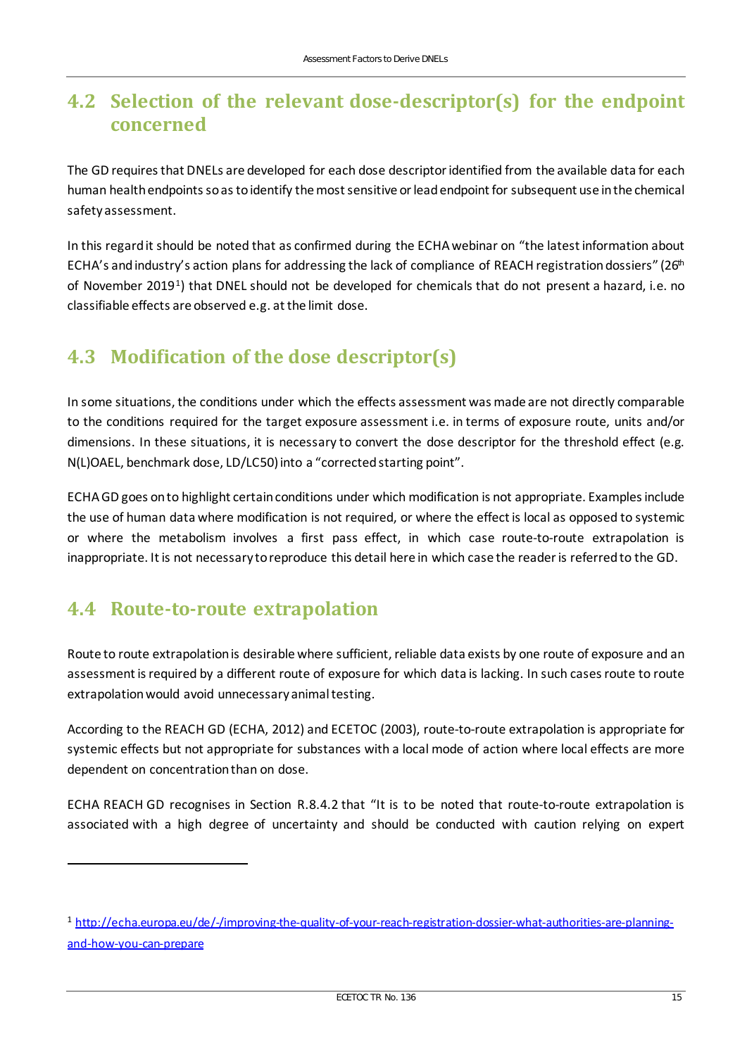## 4.2 Selection of the relevant dose-descriptor(s) for the endpoint concerned

The GD requires that DNELs are developed for each dose descriptor identified from the available data for each human health endpoints so as to identify the most sensitive or lead endpoint for subsequent use in the chemical safety assessment.

In this regard it should be noted that as confirmed during the ECHA webinar on "the latest information about ECHA's and industry's action plans for addressing the lack of compliance of REACH registration dossiers" (26th of November 2019[1]) that DNEL should not be developed for chemicals that do not present a hazard, i.e. no classifiable effects are observed e.g. at the limit dose.

## 4.3 Modification of the dose descriptor(s)

In some situations, the conditions under which the effects assessment was made are not directly comparable to the conditions required for the target exposure assessment i.e. in terms of exposure route, units and/or dimensions. In these situations, it is necessary to convert the dose descriptor for the threshold effect (e.g. N(L)OAEL, benchmark dose, LD/LC50) into a "corrected starting point".

ECHA GD goes on to highlight certain conditions under which modification is not appropriate. Examples include the use of human data where modification is not required, or where the effect is local as opposed to systemic or where the metabolism involves a first pass effect, in which case route-to-route extrapolation is inappropriate. It is not necessary to reproduce this detail here in which case the reader is referred to the GD.

## 4.4 Route-to-route extrapolation

Route to route extrapolation is desirable where sufficient, reliable data exists by one route of exposure and an assessment is required by a different route of exposure for which data is lacking. In such cases route to route extrapolation would avoid unnecessary animal testing.

According to the REACH GD (ECHA, 2012) and ECETOC (2003), route-to-route extrapolation is appropriate for systemic effects but not appropriate for substances with a local mode of action where local effects are more dependent on concentration than on dose.

ECHA REACH GD recognises in Section R.8.4.2 that "It is to be noted that route-to-route extrapolation is associated with a high degree of uncertainty and should be conducted with caution relying on expert

[1] http://echa.europa.eu/de/-/improving-the-quality-of-your-reach-registration-dossier-what-authorities-are-planning-and-how-you-can-prepare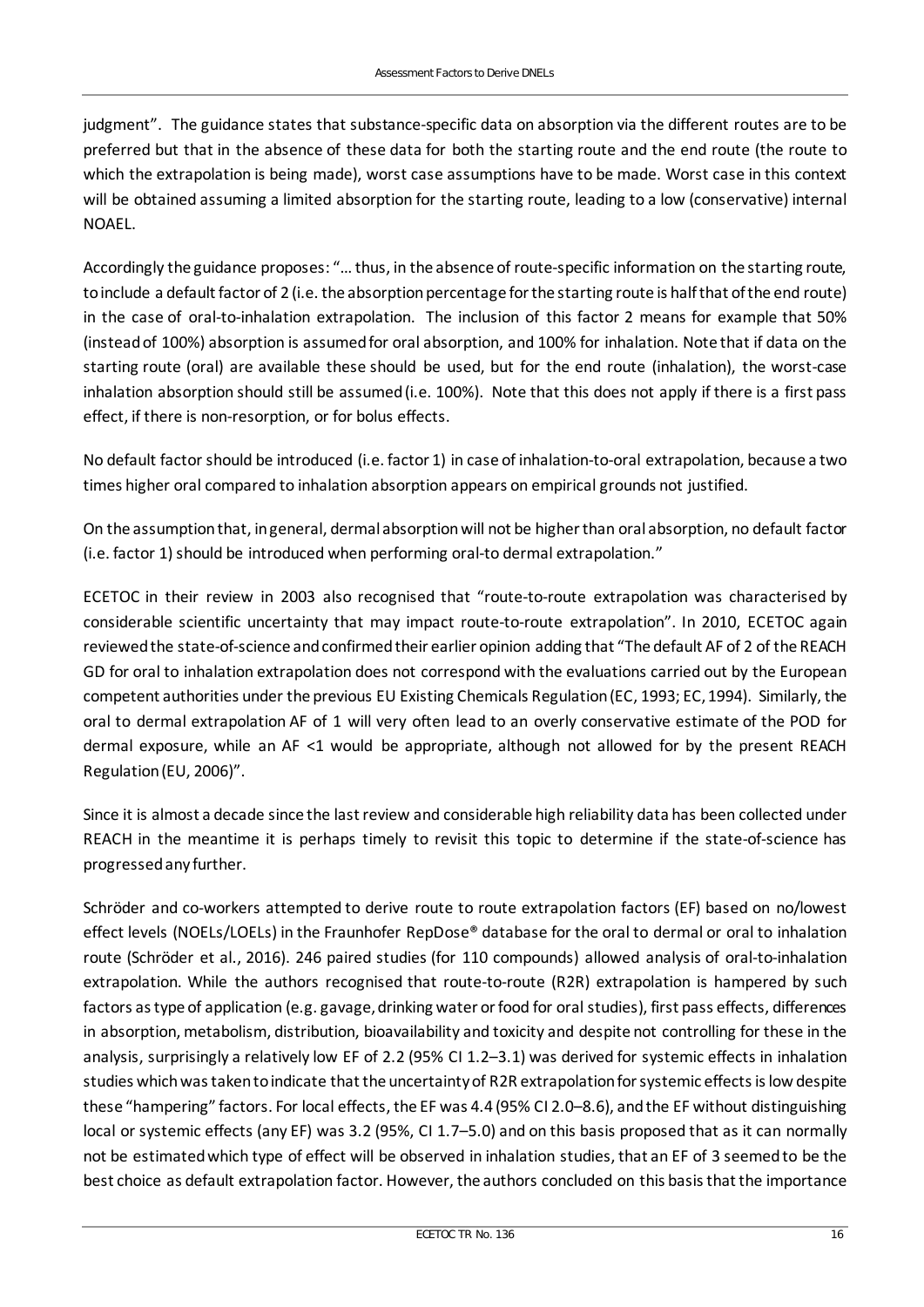judgment". The guidance states that substance-specific data on absorption via the different routes are to be preferred but that in the absence of these data for both the starting route and the end route (the route to which the extrapolation is being made), worst case assumptions have to be made. Worst case in this context will be obtained assuming a limited absorption for the starting route, leading to a low (conservative) internal NOAEL.

Accordingly the guidance proposes: "… thus, in the absence of route-specific information on the starting route, to include a default factor of 2 (i.e. the absorption percentage for the starting route is half that of the end route) in the case of oral-to-inhalation extrapolation. The inclusion of this factor 2 means for example that 50% (instead of 100%) absorption is assumed for oral absorption, and 100% for inhalation. Note that if data on the starting route (oral) are available these should be used, but for the end route (inhalation), the worst-case inhalation absorption should still be assumed (i.e. 100%). Note that this does not apply if there is a first pass effect, if there is non-resorption, or for bolus effects.

No default factor should be introduced (i.e. factor 1) in case of inhalation-to-oral extrapolation, because a two times higher oral compared to inhalation absorption appears on empirical grounds not justified.

On the assumption that, in general, dermal absorption will not be higher than oral absorption, no default factor (i.e. factor 1) should be introduced when performing oral-to dermal extrapolation."

ECETOC in their review in 2003 also recognised that "route-to-route extrapolation was characterised by considerable scientific uncertainty that may impact route-to-route extrapolation". In 2010, ECETOC again reviewed the state-of-science and confirmed their earlier opinion adding that "The default AF of 2 of the REACH GD for oral to inhalation extrapolation does not correspond with the evaluations carried out by the European competent authorities under the previous EU Existing Chemicals Regulation (EC, 1993; EC, 1994). Similarly, the oral to dermal extrapolation AF of 1 will very often lead to an overly conservative estimate of the POD for dermal exposure, while an AF <1 would be appropriate, although not allowed for by the present REACH Regulation (EU, 2006)".

Since it is almost a decade since the last review and considerable high reliability data has been collected under REACH in the meantime it is perhaps timely to revisit this topic to determine if the state-of-science has progressed any further.

Schröder and co-workers attempted to derive route to route extrapolation factors (EF) based on no/lowest effect levels (NOELs/LOELs) in the Fraunhofer RepDose® database for the oral to dermal or oral to inhalation route (Schröder et al., 2016). 246 paired studies (for 110 compounds) allowed analysis of oral-to-inhalation extrapolation. While the authors recognised that route-to-route (R2R) extrapolation is hampered by such factors as type of application (e.g. gavage, drinking water or food for oral studies), first pass effects, differences in absorption, metabolism, distribution, bioavailability and toxicity and despite not controlling for these in the analysis, surprisingly a relatively low EF of 2.2 (95% CI 1.2–3.1) was derived for systemic effects in inhalation studies which was taken to indicate that the uncertainty of R2R extrapolation for systemic effects is low despite these "hampering" factors. For local effects, the EF was 4.4 (95% CI 2.0–8.6), and the EF without distinguishing local or systemic effects (any EF) was 3.2 (95%, CI 1.7–5.0) and on this basis proposed that as it can normally not be estimated which type of effect will be observed in inhalation studies, that an EF of 3 seemed to be the best choice as default extrapolation factor. However, the authors concluded on this basis that the importance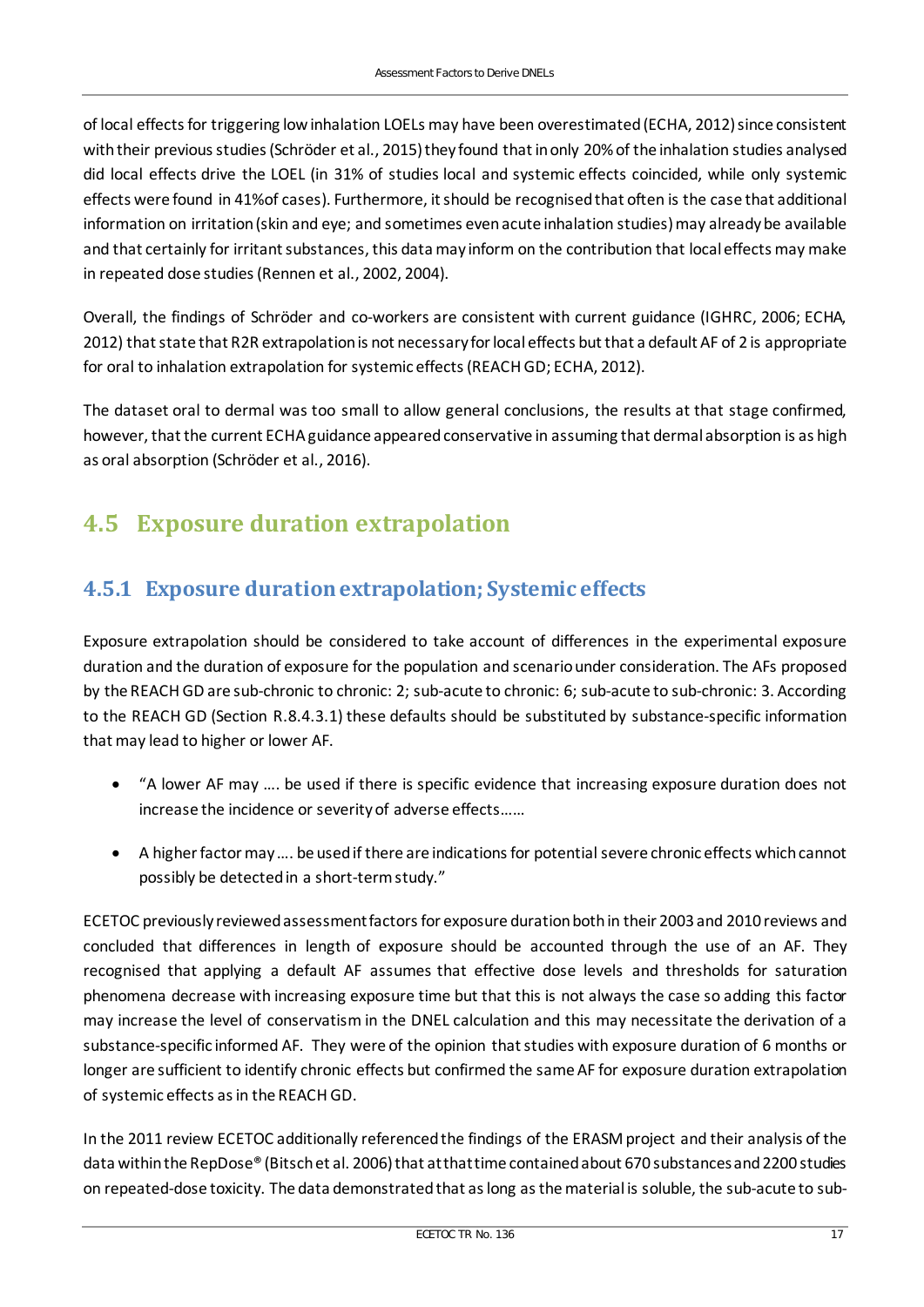of local effects for triggering low inhalation LOELs may have been overestimated (ECHA, 2012) since consistent with their previous studies (Schröder et al., 2015) they found that in only 20% of the inhalation studies analysed did local effects drive the LOEL (in 31% of studies local and systemic effects coincided, while only systemic effects were found in 41%of cases). Furthermore, it should be recognised that often is the case that additional information on irritation (skin and eye; and sometimes even acute inhalation studies) may already be available and that certainly for irritant substances, this data may inform on the contribution that local effects may make in repeated dose studies (Rennen et al., 2002, 2004).

Overall, the findings of Schröder and co-workers are consistent with current guidance (IGHRC, 2006; ECHA, 2012) that state that R2R extrapolation is not necessary for local effects but that a default AF of 2 is appropriate for oral to inhalation extrapolation for systemic effects (REACH GD; ECHA, 2012).

The dataset oral to dermal was too small to allow general conclusions, the results at that stage confirmed, however, that the current ECHA guidance appeared conservative in assuming that dermal absorption is as high as oral absorption (Schröder et al., 2016).

## 4.5 Exposure duration extrapolation

### 4.5.1 Exposure duration extrapolation; Systemic effects

Exposure extrapolation should be considered to take account of differences in the experimental exposure duration and the duration of exposure for the population and scenario under consideration. The AFs proposed by the REACH GD are sub-chronic to chronic: 2; sub-acute to chronic: 6; sub-acute to sub-chronic: 3. According to the REACH GD (Section R.8.4.3.1) these defaults should be substituted by substance-specific information that may lead to higher or lower AF.

- "A lower AF may …. be used if there is specific evidence that increasing exposure duration does not increase the incidence or severity of adverse effects……
- A higher factor may …. be used if there are indications for potential severe chronic effects which cannot possibly be detected in a short-term study."

ECETOC previously reviewed assessment factors for exposure duration both in their 2003 and 2010 reviews and concluded that differences in length of exposure should be accounted through the use of an AF. They recognised that applying a default AF assumes that effective dose levels and thresholds for saturation phenomena decrease with increasing exposure time but that this is not always the case so adding this factor may increase the level of conservatism in the DNEL calculation and this may necessitate the derivation of a substance-specific informed AF. They were of the opinion that studies with exposure duration of 6 months or longer are sufficient to identify chronic effects but confirmed the same AF for exposure duration extrapolation of systemic effects as in the REACH GD.

In the 2011 review ECETOC additionally referenced the findings of the ERASM project and their analysis of the data within the RepDose® (Bitsch et al. 2006) that at that time contained about 670 substances and 2200 studies on repeated-dose toxicity. The data demonstrated that as long as the material is soluble, the sub-acute to sub-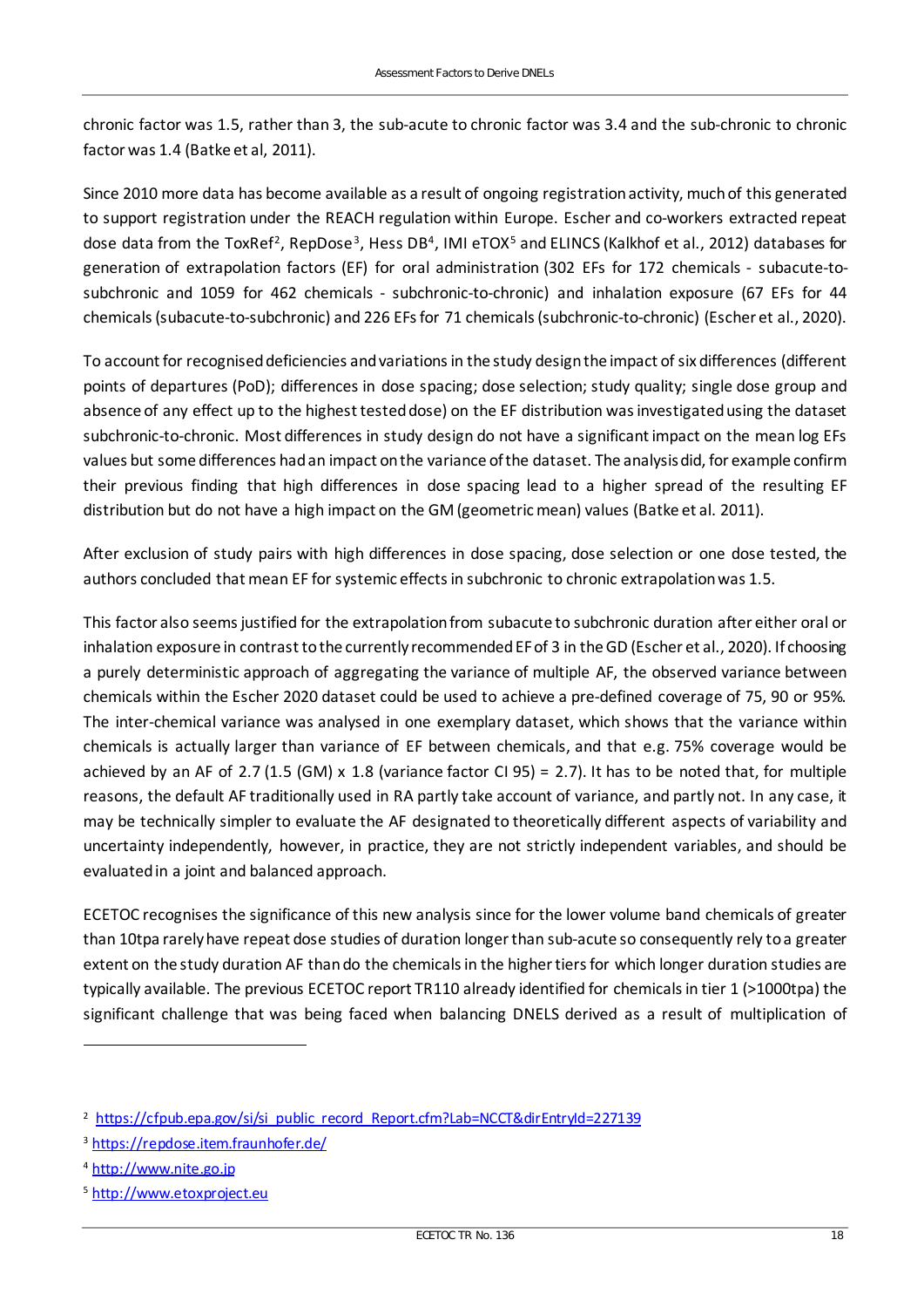chronic factor was 1.5, rather than 3, the sub-acute to chronic factor was 3.4 and the sub-chronic to chronic factor was 1.4 (Batke et al, 2011).

Since 2010 more data has become available as a result of ongoing registration activity, much of this generated to support registration under the REACH regulation within Europe. Escher and co-workers extracted repeat dose data from the ToxRef[2], RepDose[3], Hess DB[4], IMI eTOX[5] and ELINCS (Kalkhof et al., 2012) databases for generation of extrapolation factors (EF) for oral administration (302 EFs for 172 chemicals - subacute-to-subchronic and 1059 for 462 chemicals - subchronic-to-chronic) and inhalation exposure (67 EFs for 44 chemicals (subacute-to-subchronic) and 226 EFs for 71 chemicals (subchronic-to-chronic) (Escher et al., 2020).

To account for recognised deficiencies and variations in the study design the impact of six differences (different points of departures (PoD); differences in dose spacing; dose selection; study quality; single dose group and absence of any effect up to the highest tested dose) on the EF distribution was investigated using the dataset subchronic-to-chronic. Most differences in study design do not have a significant impact on the mean log EFs values but some differences had an impact on the variance of the dataset. The analysis did, for example confirm their previous finding that high differences in dose spacing lead to a higher spread of the resulting EF distribution but do not have a high impact on the GM (geometric mean) values (Batke et al. 2011).

After exclusion of study pairs with high differences in dose spacing, dose selection or one dose tested, the authors concluded that mean EF for systemic effects in subchronic to chronic extrapolation was 1.5.

This factor also seems justified for the extrapolation from subacute to subchronic duration after either oral or inhalation exposure in contrast to the currently recommended EF of 3 in the GD (Escher et al., 2020). If choosing a purely deterministic approach of aggregating the variance of multiple AF, the observed variance between chemicals within the Escher 2020 dataset could be used to achieve a pre-defined coverage of 75, 90 or 95%. The inter-chemical variance was analysed in one exemplary dataset, which shows that the variance within chemicals is actually larger than variance of EF between chemicals, and that e.g. 75% coverage would be achieved by an AF of 2.7 (1.5 (GM) x 1.8 (variance factor CI 95) = 2.7). It has to be noted that, for multiple reasons, the default AF traditionally used in RA partly take account of variance, and partly not. In any case, it may be technically simpler to evaluate the AF designated to theoretically different aspects of variability and uncertainty independently, however, in practice, they are not strictly independent variables, and should be evaluated in a joint and balanced approach.

ECETOC recognises the significance of this new analysis since for the lower volume band chemicals of greater than 10tpa rarely have repeat dose studies of duration longer than sub-acute so consequently rely to a greater extent on the study duration AF than do the chemicals in the higher tiers for which longer duration studies are typically available. The previous ECETOC report TR110 already identified for chemicals in tier 1 (>1000tpa) the significant challenge that was being faced when balancing DNELS derived as a result of multiplication of

---

[2] https://cfpub.epa.gov/si/si_public_record_Report.cfm?Lab=NCCT&dirEntryId=227139

[3] https://repdose.item.fraunhofer.de/

[4] http://www.nite.go.jp

[5] http://www.etoxproject.eu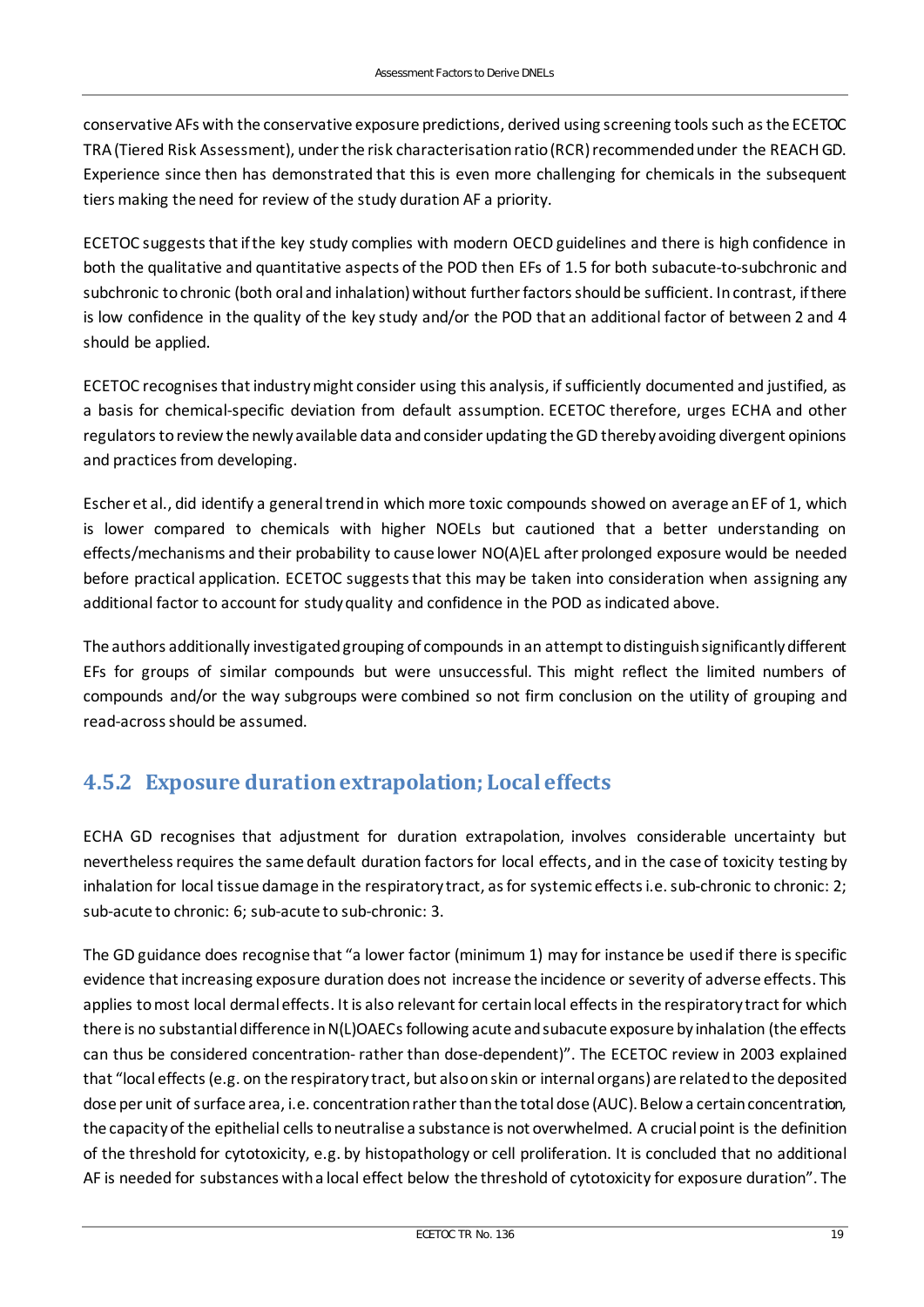conservative AFs with the conservative exposure predictions, derived using screening tools such as the ECETOC TRA (Tiered Risk Assessment), under the risk characterisation ratio (RCR) recommended under the REACH GD. Experience since then has demonstrated that this is even more challenging for chemicals in the subsequent tiers making the need for review of the study duration AF a priority.

ECETOC suggests that if the key study complies with modern OECD guidelines and there is high confidence in both the qualitative and quantitative aspects of the POD then EFs of 1.5 for both subacute-to-subchronic and subchronic to chronic (both oral and inhalation) without further factors should be sufficient. In contrast, if there is low confidence in the quality of the key study and/or the POD that an additional factor of between 2 and 4 should be applied.

ECETOC recognises that industry might consider using this analysis, if sufficiently documented and justified, as a basis for chemical-specific deviation from default assumption. ECETOC therefore, urges ECHA and other regulators to review the newly available data and consider updating the GD thereby avoiding divergent opinions and practices from developing.

Escher et al., did identify a general trend in which more toxic compounds showed on average an EF of 1, which is lower compared to chemicals with higher NOELs but cautioned that a better understanding on effects/mechanisms and their probability to cause lower NO(A)EL after prolonged exposure would be needed before practical application. ECETOC suggests that this may be taken into consideration when assigning any additional factor to account for study quality and confidence in the POD as indicated above.

The authors additionally investigated grouping of compounds in an attempt to distinguish significantly different EFs for groups of similar compounds but were unsuccessful. This might reflect the limited numbers of compounds and/or the way subgroups were combined so not firm conclusion on the utility of grouping and read-across should be assumed.

## 4.5.2 Exposure duration extrapolation; Local effects

ECHA GD recognises that adjustment for duration extrapolation, involves considerable uncertainty but nevertheless requires the same default duration factors for local effects, and in the case of toxicity testing by inhalation for local tissue damage in the respiratory tract, as for systemic effects i.e. sub-chronic to chronic: 2; sub-acute to chronic: 6; sub-acute to sub-chronic: 3.

The GD guidance does recognise that "a lower factor (minimum 1) may for instance be used if there is specific evidence that increasing exposure duration does not increase the incidence or severity of adverse effects. This applies to most local dermal effects. It is also relevant for certain local effects in the respiratory tract for which there is no substantial difference in N(L)OAECs following acute and subacute exposure by inhalation (the effects can thus be considered concentration- rather than dose-dependent)". The ECETOC review in 2003 explained that "local effects (e.g. on the respiratory tract, but also on skin or internal organs) are related to the deposited dose per unit of surface area, i.e. concentration rather than the total dose (AUC). Below a certain concentration, the capacity of the epithelial cells to neutralise a substance is not overwhelmed. A crucial point is the definition of the threshold for cytotoxicity, e.g. by histopathology or cell proliferation. It is concluded that no additional AF is needed for substances with a local effect below the threshold of cytotoxicity for exposure duration". The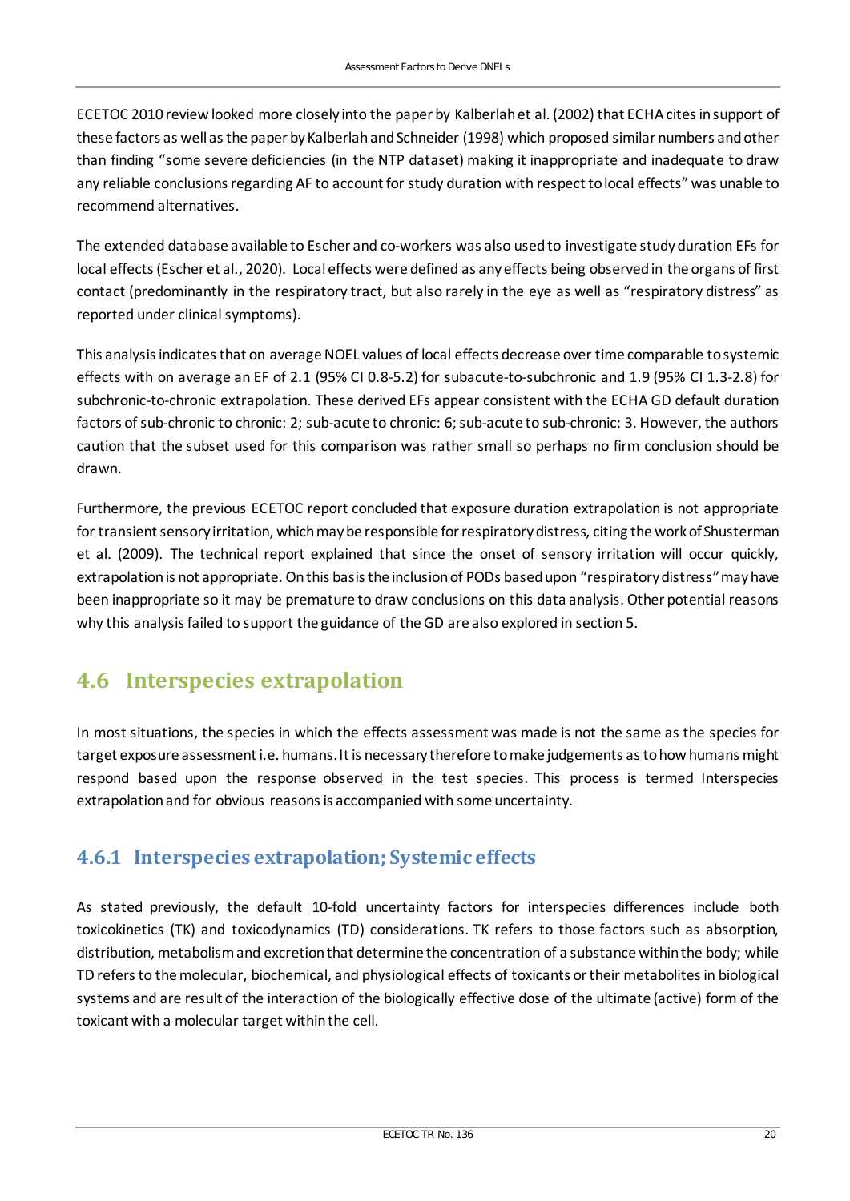ECETOC 2010 review looked more closely into the paper by Kalberlah et al. (2002) that ECHA cites in support of these factors as well as the paper by Kalberlah and Schneider (1998) which proposed similar numbers and other than finding "some severe deficiencies (in the NTP dataset) making it inappropriate and inadequate to draw any reliable conclusions regarding AF to account for study duration with respect to local effects" was unable to recommend alternatives.

The extended database available to Escher and co-workers was also used to investigate study duration EFs for local effects (Escher et al., 2020). Local effects were defined as any effects being observed in the organs of first contact (predominantly in the respiratory tract, but also rarely in the eye as well as "respiratory distress" as reported under clinical symptoms).

This analysis indicates that on average NOEL values of local effects decrease over time comparable to systemic effects with on average an EF of 2.1 (95% CI 0.8-5.2) for subacute-to-subchronic and 1.9 (95% CI 1.3-2.8) for subchronic-to-chronic extrapolation. These derived EFs appear consistent with the ECHA GD default duration factors of sub-chronic to chronic: 2; sub-acute to chronic: 6; sub-acute to sub-chronic: 3. However, the authors caution that the subset used for this comparison was rather small so perhaps no firm conclusion should be drawn.

Furthermore, the previous ECETOC report concluded that exposure duration extrapolation is not appropriate for transient sensory irritation, which may be responsible for respiratory distress, citing the work of Shusterman et al. (2009). The technical report explained that since the onset of sensory irritation will occur quickly, extrapolation is not appropriate. On this basis the inclusion of PODs based upon "respiratory distress" may have been inappropriate so it may be premature to draw conclusions on this data analysis. Other potential reasons why this analysis failed to support the guidance of the GD are also explored in section 5.

## 4.6 Interspecies extrapolation

In most situations, the species in which the effects assessment was made is not the same as the species for target exposure assessment i.e. humans. It is necessary therefore to make judgements as to how humans might respond based upon the response observed in the test species. This process is termed Interspecies extrapolation and for obvious reasons is accompanied with some uncertainty.

### 4.6.1 Interspecies extrapolation; Systemic effects

As stated previously, the default 10-fold uncertainty factors for interspecies differences include both toxicokinetics (TK) and toxicodynamics (TD) considerations. TK refers to those factors such as absorption, distribution, metabolism and excretion that determine the concentration of a substance within the body; while TD refers to the molecular, biochemical, and physiological effects of toxicants or their metabolites in biological systems and are result of the interaction of the biologically effective dose of the ultimate (active) form of the toxicant with a molecular target within the cell.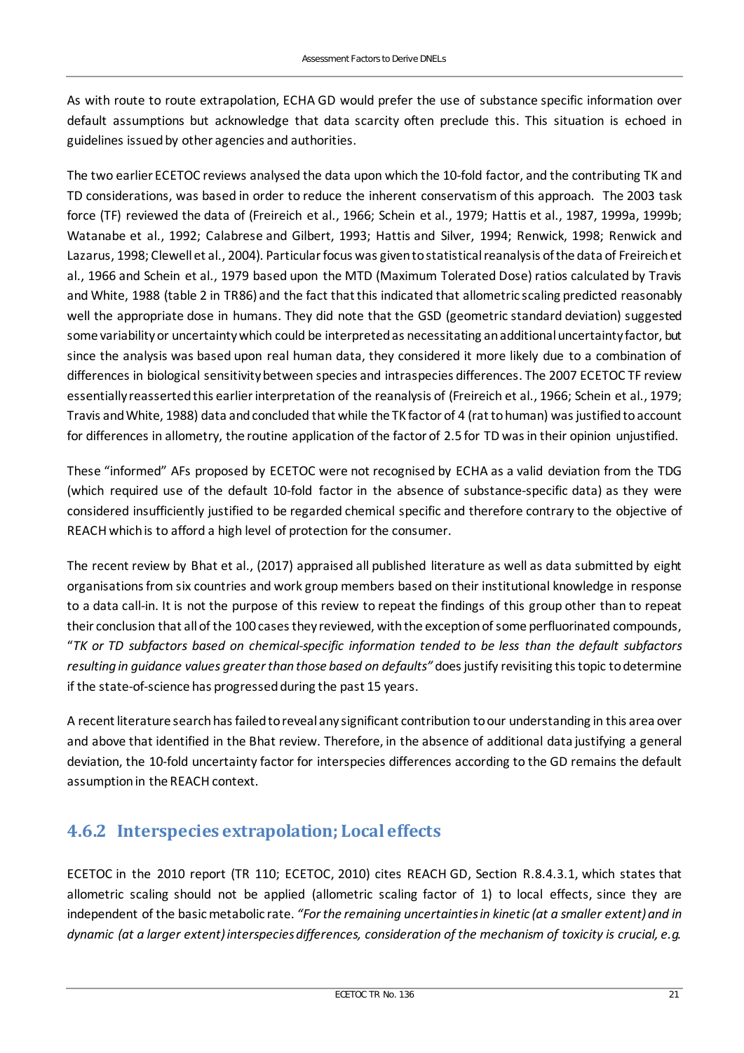As with route to route extrapolation, ECHA GD would prefer the use of substance specific information over default assumptions but acknowledge that data scarcity often preclude this. This situation is echoed in guidelines issued by other agencies and authorities.

The two earlier ECETOC reviews analysed the data upon which the 10-fold factor, and the contributing TK and TD considerations, was based in order to reduce the inherent conservatism of this approach. The 2003 task force (TF) reviewed the data of (Freireich et al., 1966; Schein et al., 1979; Hattis et al., 1987, 1999a, 1999b; Watanabe et al., 1992; Calabrese and Gilbert, 1993; Hattis and Silver, 1994; Renwick, 1998; Renwick and Lazarus, 1998; Clewell et al., 2004). Particular focus was given to statistical reanalysis of the data of Freireich et al., 1966 and Schein et al., 1979 based upon the MTD (Maximum Tolerated Dose) ratios calculated by Travis and White, 1988 (table 2 in TR86) and the fact that this indicated that allometric scaling predicted reasonably well the appropriate dose in humans. They did note that the GSD (geometric standard deviation) suggested some variability or uncertainty which could be interpreted as necessitating an additional uncertainty factor, but since the analysis was based upon real human data, they considered it more likely due to a combination of differences in biological sensitivity between species and intraspecies differences. The 2007 ECETOC TF review essentially reasserted this earlier interpretation of the reanalysis of (Freireich et al., 1966; Schein et al., 1979; Travis and White, 1988) data and concluded that while the TK factor of 4 (rat to human) was justified to account for differences in allometry, the routine application of the factor of 2.5 for TD was in their opinion unjustified.

These "informed" AFs proposed by ECETOC were not recognised by ECHA as a valid deviation from the TDG (which required use of the default 10-fold factor in the absence of substance-specific data) as they were considered insufficiently justified to be regarded chemical specific and therefore contrary to the objective of REACH which is to afford a high level of protection for the consumer.

The recent review by Bhat et al., (2017) appraised all published literature as well as data submitted by eight organisations from six countries and work group members based on their institutional knowledge in response to a data call-in. It is not the purpose of this review to repeat the findings of this group other than to repeat their conclusion that all of the 100 cases they reviewed, with the exception of some perfluorinated compounds, "*TK or TD subfactors based on chemical-specific information tended to be less than the default subfactors resulting in guidance values greater than those based on defaults"* does justify revisiting this topic to determine if the state-of-science has progressed during the past 15 years.

A recent literature search has failed to reveal any significant contribution to our understanding in this area over and above that identified in the Bhat review. Therefore, in the absence of additional data justifying a general deviation, the 10-fold uncertainty factor for interspecies differences according to the GD remains the default assumption in the REACH context.

### 4.6.2 Interspecies extrapolation; Local effects

ECETOC in the 2010 report (TR 110; ECETOC, 2010) cites REACH GD, Section R.8.4.3.1, which states that allometric scaling should not be applied (allometric scaling factor of 1) to local effects, since they are independent of the basic metabolic rate. *"For the remaining uncertainties in kinetic (at a smaller extent) and in dynamic (at a larger extent) interspecies differences, consideration of the mechanism of toxicity is crucial, e.g.*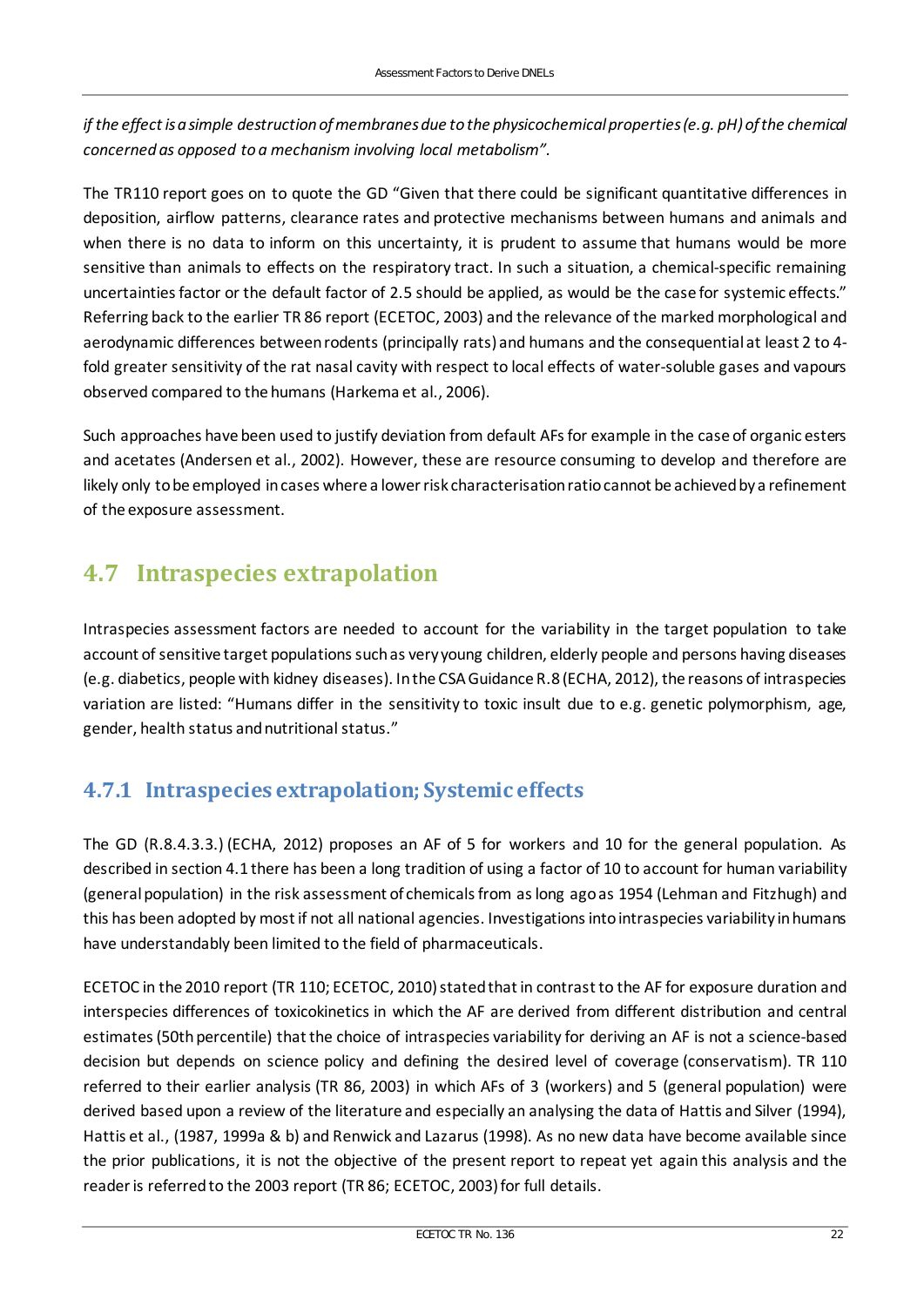*if the effect is a simple destruction of membranes due to the physicochemical properties (e.g. pH) of the chemical concerned as opposed to a mechanism involving local metabolism".*

The TR110 report goes on to quote the GD "Given that there could be significant quantitative differences in deposition, airflow patterns, clearance rates and protective mechanisms between humans and animals and when there is no data to inform on this uncertainty, it is prudent to assume that humans would be more sensitive than animals to effects on the respiratory tract. In such a situation, a chemical-specific remaining uncertainties factor or the default factor of 2.5 should be applied, as would be the case for systemic effects." Referring back to the earlier TR 86 report (ECETOC, 2003) and the relevance of the marked morphological and aerodynamic differences between rodents (principally rats) and humans and the consequential at least 2 to 4-fold greater sensitivity of the rat nasal cavity with respect to local effects of water-soluble gases and vapours observed compared to the humans (Harkema et al., 2006).

Such approaches have been used to justify deviation from default AFs for example in the case of organic esters and acetates (Andersen et al., 2002). However, these are resource consuming to develop and therefore are likely only to be employed in cases where a lower risk characterisation ratio cannot be achieved by a refinement of the exposure assessment.

## 4.7 Intraspecies extrapolation

Intraspecies assessment factors are needed to account for the variability in the target population to take account of sensitive target populations such as very young children, elderly people and persons having diseases (e.g. diabetics, people with kidney diseases). In the CSA Guidance R.8 (ECHA, 2012), the reasons of intraspecies variation are listed: "Humans differ in the sensitivity to toxic insult due to e.g. genetic polymorphism, age, gender, health status and nutritional status."

### 4.7.1 Intraspecies extrapolation; Systemic effects

The GD (R.8.4.3.3.) (ECHA, 2012) proposes an AF of 5 for workers and 10 for the general population. As described in section 4.1 there has been a long tradition of using a factor of 10 to account for human variability (general population) in the risk assessment of chemicals from as long ago as 1954 (Lehman and Fitzhugh) and this has been adopted by most if not all national agencies. Investigations into intraspecies variability in humans have understandably been limited to the field of pharmaceuticals.

ECETOC in the 2010 report (TR 110; ECETOC, 2010) stated that in contrast to the AF for exposure duration and interspecies differences of toxicokinetics in which the AF are derived from different distribution and central estimates (50th percentile) that the choice of intraspecies variability for deriving an AF is not a science-based decision but depends on science policy and defining the desired level of coverage (conservatism). TR 110 referred to their earlier analysis (TR 86, 2003) in which AFs of 3 (workers) and 5 (general population) were derived based upon a review of the literature and especially an analysing the data of Hattis and Silver (1994), Hattis et al., (1987, 1999a & b) and Renwick and Lazarus (1998). As no new data have become available since the prior publications, it is not the objective of the present report to repeat yet again this analysis and the reader is referred to the 2003 report (TR 86; ECETOC, 2003) for full details.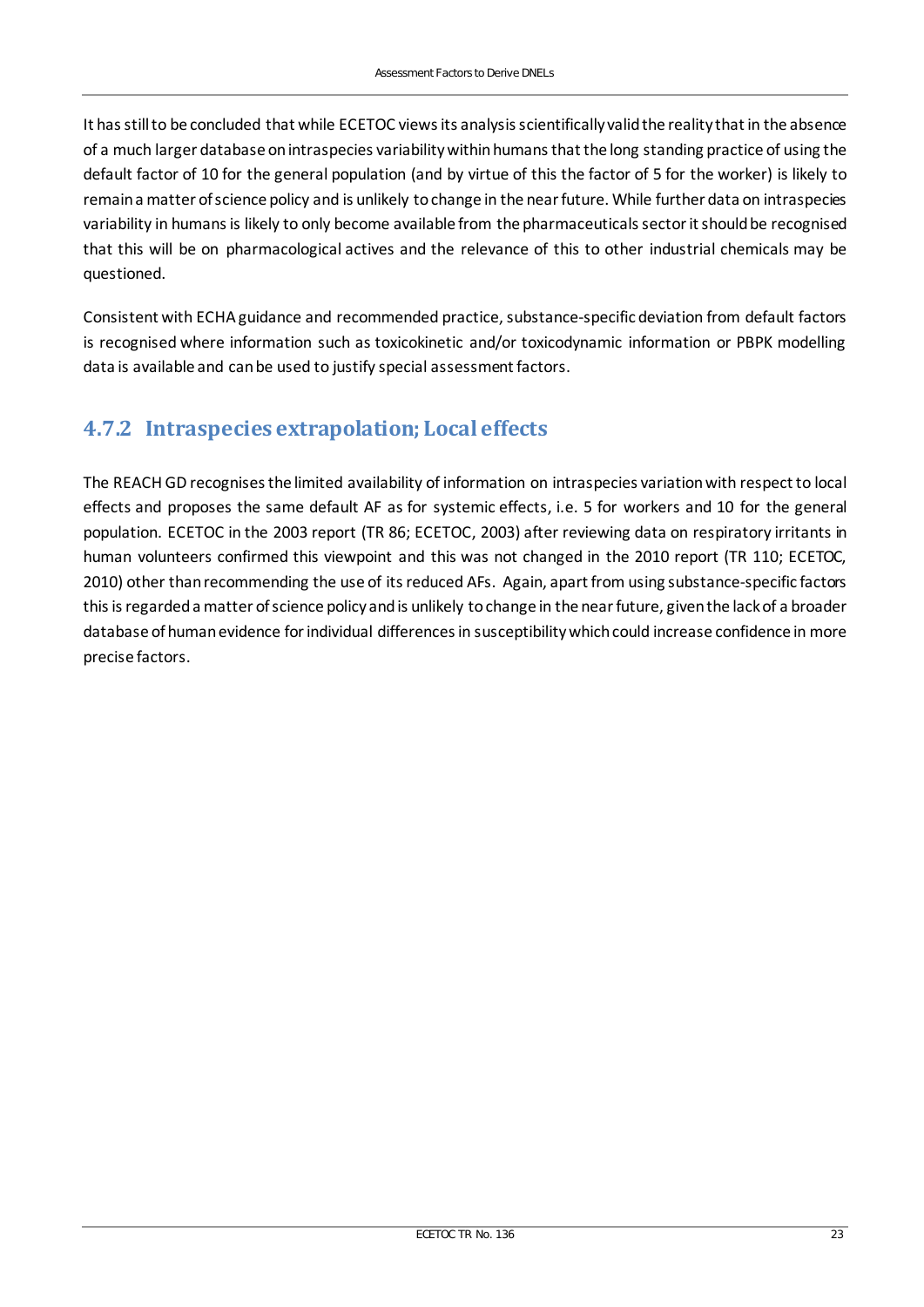It has still to be concluded that while ECETOC views its analysis scientifically valid the reality that in the absence of a much larger database on intraspecies variability within humans that the long standing practice of using the default factor of 10 for the general population (and by virtue of this the factor of 5 for the worker) is likely to remain a matter of science policy and is unlikely to change in the near future. While further data on intraspecies variability in humans is likely to only become available from the pharmaceuticals sector it should be recognised that this will be on pharmacological actives and the relevance of this to other industrial chemicals may be questioned.

Consistent with ECHA guidance and recommended practice, substance-specific deviation from default factors is recognised where information such as toxicokinetic and/or toxicodynamic information or PBPK modelling data is available and can be used to justify special assessment factors.

### 4.7.2 Intraspecies extrapolation; Local effects

The REACH GD recognises the limited availability of information on intraspecies variation with respect to local effects and proposes the same default AF as for systemic effects, i.e. 5 for workers and 10 for the general population. ECETOC in the 2003 report (TR 86; ECETOC, 2003) after reviewing data on respiratory irritants in human volunteers confirmed this viewpoint and this was not changed in the 2010 report (TR 110; ECETOC, 2010) other than recommending the use of its reduced AFs. Again, apart from using substance-specific factors this is regarded a matter of science policy and is unlikely to change in the near future, given the lack of a broader database of human evidence for individual differences in susceptibility which could increase confidence in more precise factors.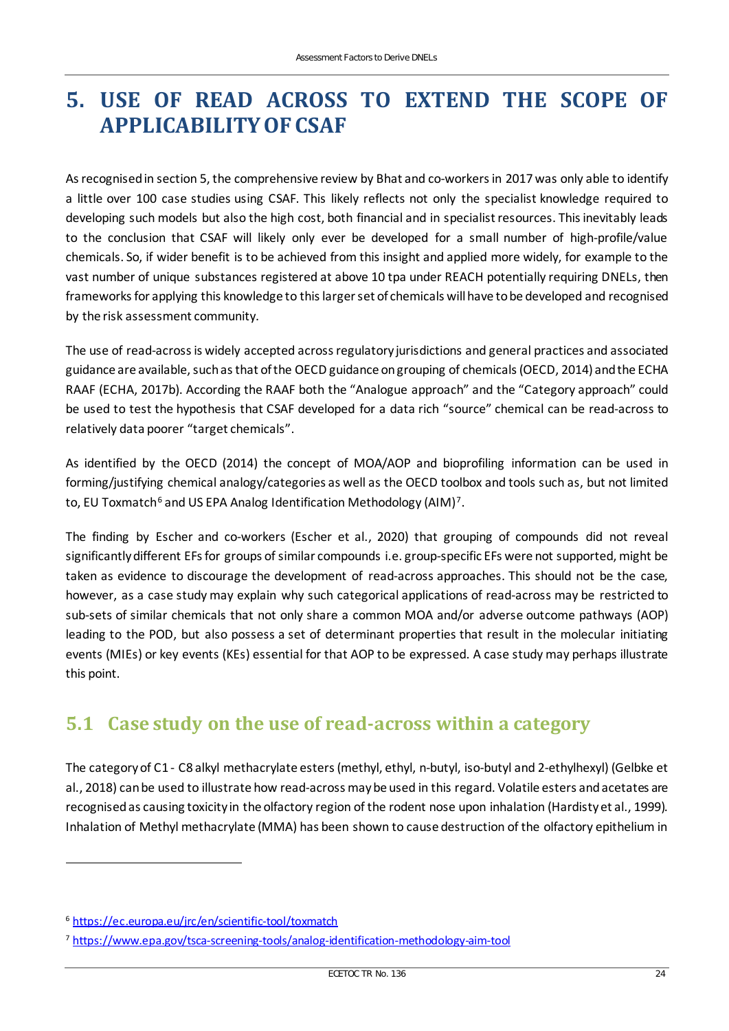# 5. USE OF READ ACROSS TO EXTEND THE SCOPE OF APPLICABILITY OF CSAF

As recognised in section 5, the comprehensive review by Bhat and co-workers in 2017 was only able to identify a little over 100 case studies using CSAF. This likely reflects not only the specialist knowledge required to developing such models but also the high cost, both financial and in specialist resources. This inevitably leads to the conclusion that CSAF will likely only ever be developed for a small number of high-profile/value chemicals. So, if wider benefit is to be achieved from this insight and applied more widely, for example to the vast number of unique substances registered at above 10 tpa under REACH potentially requiring DNELs, then frameworks for applying this knowledge to this larger set of chemicals will have to be developed and recognised by the risk assessment community.

The use of read-across is widely accepted across regulatory jurisdictions and general practices and associated guidance are available, such as that of the OECD guidance on grouping of chemicals (OECD, 2014) and the ECHA RAAF (ECHA, 2017b). According the RAAF both the "Analogue approach" and the "Category approach" could be used to test the hypothesis that CSAF developed for a data rich "source" chemical can be read-across to relatively data poorer "target chemicals".

As identified by the OECD (2014) the concept of MOA/AOP and bioprofiling information can be used in forming/justifying chemical analogy/categories as well as the OECD toolbox and tools such as, but not limited to, EU Toxmatch[6] and US EPA Analog Identification Methodology (AIM)[7].

The finding by Escher and co-workers (Escher et al., 2020) that grouping of compounds did not reveal significantly different EFs for groups of similar compounds i.e. group-specific EFs were not supported, might be taken as evidence to discourage the development of read-across approaches. This should not be the case, however, as a case study may explain why such categorical applications of read-across may be restricted to sub-sets of similar chemicals that not only share a common MOA and/or adverse outcome pathways (AOP) leading to the POD, but also possess a set of determinant properties that result in the molecular initiating events (MIEs) or key events (KEs) essential for that AOP to be expressed. A case study may perhaps illustrate this point.

## 5.1 Case study on the use of read-across within a category

The category of C1 - C8 alkyl methacrylate esters (methyl, ethyl, n-butyl, iso-butyl and 2-ethylhexyl) (Gelbke et al., 2018) can be used to illustrate how read-across may be used in this regard. Volatile esters and acetates are recognised as causing toxicity in the olfactory region of the rodent nose upon inhalation (Hardisty et al., 1999). Inhalation of Methyl methacrylate (MMA) has been shown to cause destruction of the olfactory epithelium in

[6] https://ec.europa.eu/jrc/en/scientific-tool/toxmatch

[7] https://www.epa.gov/tsca-screening-tools/analog-identification-methodology-aim-tool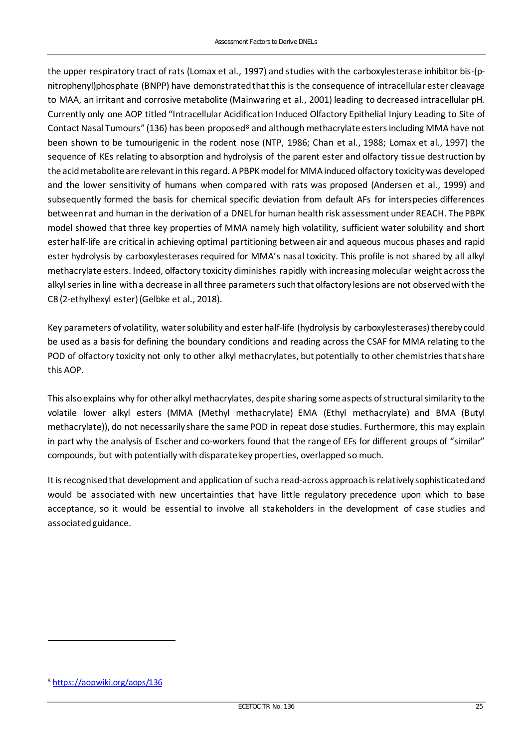the upper respiratory tract of rats (Lomax et al., 1997) and studies with the carboxylesterase inhibitor bis-(p-nitrophenyl)phosphate (BNPP) have demonstrated that this is the consequence of intracellular ester cleavage to MAA, an irritant and corrosive metabolite (Mainwaring et al., 2001) leading to decreased intracellular pH. Currently only one AOP titled "Intracellular Acidification Induced Olfactory Epithelial Injury Leading to Site of Contact Nasal Tumours" (136) has been proposed[8] and although methacrylate esters including MMA have not been shown to be tumourigenic in the rodent nose (NTP, 1986; Chan et al., 1988; Lomax et al., 1997) the sequence of KEs relating to absorption and hydrolysis of the parent ester and olfactory tissue destruction by the acid metabolite are relevant in this regard. A PBPK model for MMA induced olfactory toxicity was developed and the lower sensitivity of humans when compared with rats was proposed (Andersen et al., 1999) and subsequently formed the basis for chemical specific deviation from default AFs for interspecies differences between rat and human in the derivation of a DNEL for human health risk assessment under REACH. The PBPK model showed that three key properties of MMA namely high volatility, sufficient water solubility and short ester half-life are critical in achieving optimal partitioning between air and aqueous mucous phases and rapid ester hydrolysis by carboxylesterases required for MMA's nasal toxicity. This profile is not shared by all alkyl methacrylate esters. Indeed, olfactory toxicity diminishes rapidly with increasing molecular weight across the alkyl series in line with a decrease in all three parameters such that olfactory lesions are not observed with the C8 (2-ethylhexyl ester) (Gelbke et al., 2018).

Key parameters of volatility, water solubility and ester half-life (hydrolysis by carboxylesterases) thereby could be used as a basis for defining the boundary conditions and reading across the CSAF for MMA relating to the POD of olfactory toxicity not only to other alkyl methacrylates, but potentially to other chemistries that share this AOP.

This also explains why for other alkyl methacrylates, despite sharing some aspects of structural similarity to the volatile lower alkyl esters (MMA (Methyl methacrylate) EMA (Ethyl methacrylate) and BMA (Butyl methacrylate)), do not necessarily share the same POD in repeat dose studies. Furthermore, this may explain in part why the analysis of Escher and co-workers found that the range of EFs for different groups of "similar" compounds, but with potentially with disparate key properties, overlapped so much.

It is recognised that development and application of such a read-across approach is relatively sophisticated and would be associated with new uncertainties that have little regulatory precedence upon which to base acceptance, so it would be essential to involve all stakeholders in the development of case studies and associated guidance.

---

[8] https://aopwiki.org/aops/136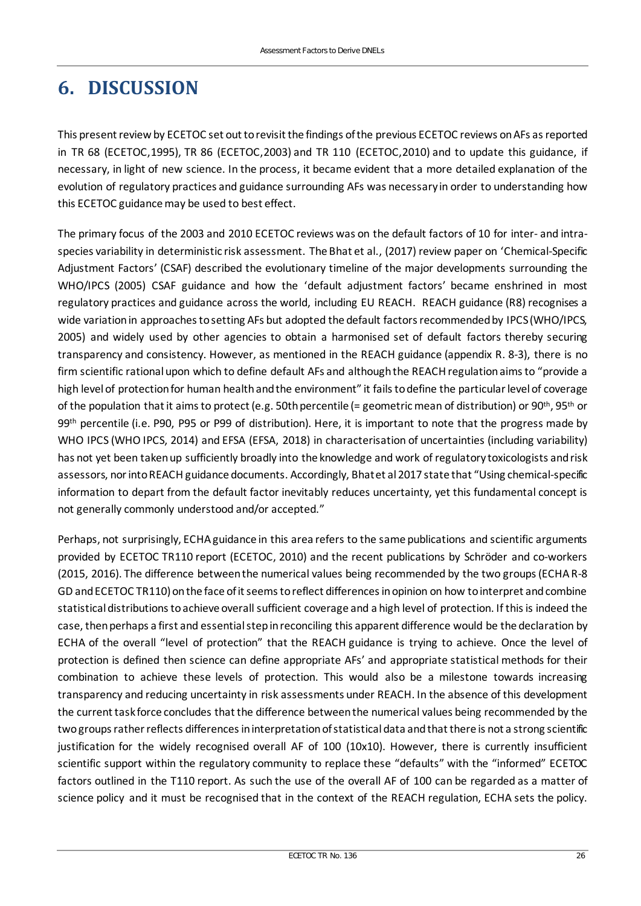# 6. DISCUSSION

This present review by ECETOC set out to revisit the findings of the previous ECETOC reviews on AFs as reported in TR 68 (ECETOC,1995), TR 86 (ECETOC,2003) and TR 110 (ECETOC,2010) and to update this guidance, if necessary, in light of new science. In the process, it became evident that a more detailed explanation of the evolution of regulatory practices and guidance surrounding AFs was necessary in order to understanding how this ECETOC guidance may be used to best effect.

The primary focus of the 2003 and 2010 ECETOC reviews was on the default factors of 10 for inter- and intra-species variability in deterministic risk assessment. The Bhat et al., (2017) review paper on 'Chemical-Specific Adjustment Factors' (CSAF) described the evolutionary timeline of the major developments surrounding the WHO/IPCS (2005) CSAF guidance and how the 'default adjustment factors' became enshrined in most regulatory practices and guidance across the world, including EU REACH. REACH guidance (R8) recognises a wide variation in approaches to setting AFs but adopted the default factors recommended by IPCS (WHO/IPCS, 2005) and widely used by other agencies to obtain a harmonised set of default factors thereby securing transparency and consistency. However, as mentioned in the REACH guidance (appendix R. 8-3), there is no firm scientific rational upon which to define default AFs and although the REACH regulation aims to "provide a high level of protection for human health and the environment" it fails to define the particular level of coverage of the population that it aims to protect (e.g. 50th percentile (= geometric mean of distribution) or 90th, 95th or 99th percentile (i.e. P90, P95 or P99 of distribution). Here, it is important to note that the progress made by WHO IPCS (WHO IPCS, 2014) and EFSA (EFSA, 2018) in characterisation of uncertainties (including variability) has not yet been taken up sufficiently broadly into the knowledge and work of regulatory toxicologists and risk assessors, nor into REACH guidance documents. Accordingly, Bhat et al 2017 state that "Using chemical-specific information to depart from the default factor inevitably reduces uncertainty, yet this fundamental concept is not generally commonly understood and/or accepted."

Perhaps, not surprisingly, ECHA guidance in this area refers to the same publications and scientific arguments provided by ECETOC TR110 report (ECETOC, 2010) and the recent publications by Schröder and co-workers (2015, 2016). The difference between the numerical values being recommended by the two groups (ECHA R-8 GD and ECETOC TR110) on the face of it seems to reflect differences in opinion on how to interpret and combine statistical distributions to achieve overall sufficient coverage and a high level of protection. If this is indeed the case, then perhaps a first and essential step in reconciling this apparent difference would be the declaration by ECHA of the overall "level of protection" that the REACH guidance is trying to achieve. Once the level of protection is defined then science can define appropriate AFs' and appropriate statistical methods for their combination to achieve these levels of protection. This would also be a milestone towards increasing transparency and reducing uncertainty in risk assessments under REACH. In the absence of this development the current task force concludes that the difference between the numerical values being recommended by the two groups rather reflects differences in interpretation of statistical data and that there is not a strong scientific justification for the widely recognised overall AF of 100 (10x10). However, there is currently insufficient scientific support within the regulatory community to replace these "defaults" with the "informed" ECETOC factors outlined in the T110 report. As such the use of the overall AF of 100 can be regarded as a matter of science policy and it must be recognised that in the context of the REACH regulation, ECHA sets the policy.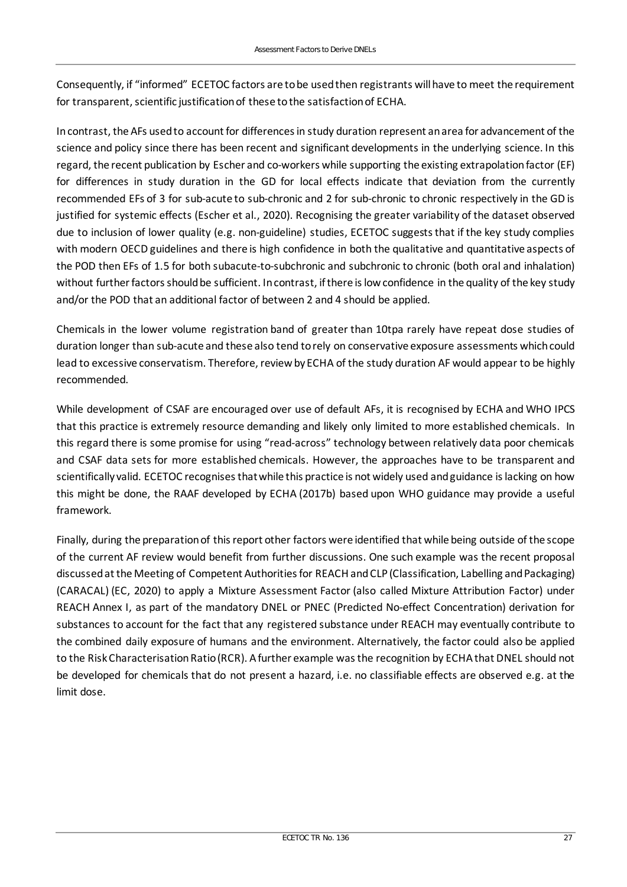Consequently, if "informed" ECETOC factors are to be used then registrants will have to meet the requirement for transparent, scientific justification of these to the satisfaction of ECHA.

In contrast, the AFs used to account for differences in study duration represent an area for advancement of the science and policy since there has been recent and significant developments in the underlying science. In this regard, the recent publication by Escher and co-workers while supporting the existing extrapolation factor (EF) for differences in study duration in the GD for local effects indicate that deviation from the currently recommended EFs of 3 for sub-acute to sub-chronic and 2 for sub-chronic to chronic respectively in the GD is justified for systemic effects (Escher et al., 2020). Recognising the greater variability of the dataset observed due to inclusion of lower quality (e.g. non-guideline) studies, ECETOC suggests that if the key study complies with modern OECD guidelines and there is high confidence in both the qualitative and quantitative aspects of the POD then EFs of 1.5 for both subacute-to-subchronic and subchronic to chronic (both oral and inhalation) without further factors should be sufficient. In contrast, if there is low confidence in the quality of the key study and/or the POD that an additional factor of between 2 and 4 should be applied.

Chemicals in the lower volume registration band of greater than 10tpa rarely have repeat dose studies of duration longer than sub-acute and these also tend to rely on conservative exposure assessments which could lead to excessive conservatism. Therefore, review by ECHA of the study duration AF would appear to be highly recommended.

While development of CSAF are encouraged over use of default AFs, it is recognised by ECHA and WHO IPCS that this practice is extremely resource demanding and likely only limited to more established chemicals. In this regard there is some promise for using "read-across" technology between relatively data poor chemicals and CSAF data sets for more established chemicals. However, the approaches have to be transparent and scientifically valid. ECETOC recognises that while this practice is not widely used and guidance is lacking on how this might be done, the RAAF developed by ECHA (2017b) based upon WHO guidance may provide a useful framework.

Finally, during the preparation of this report other factors were identified that while being outside of the scope of the current AF review would benefit from further discussions. One such example was the recent proposal discussed at the Meeting of Competent Authorities for REACH and CLP (Classification, Labelling and Packaging) (CARACAL) (EC, 2020) to apply a Mixture Assessment Factor (also called Mixture Attribution Factor) under REACH Annex I, as part of the mandatory DNEL or PNEC (Predicted No-effect Concentration) derivation for substances to account for the fact that any registered substance under REACH may eventually contribute to the combined daily exposure of humans and the environment. Alternatively, the factor could also be applied to the Risk Characterisation Ratio (RCR). A further example was the recognition by ECHA that DNEL should not be developed for chemicals that do not present a hazard, i.e. no classifiable effects are observed e.g. at the limit dose.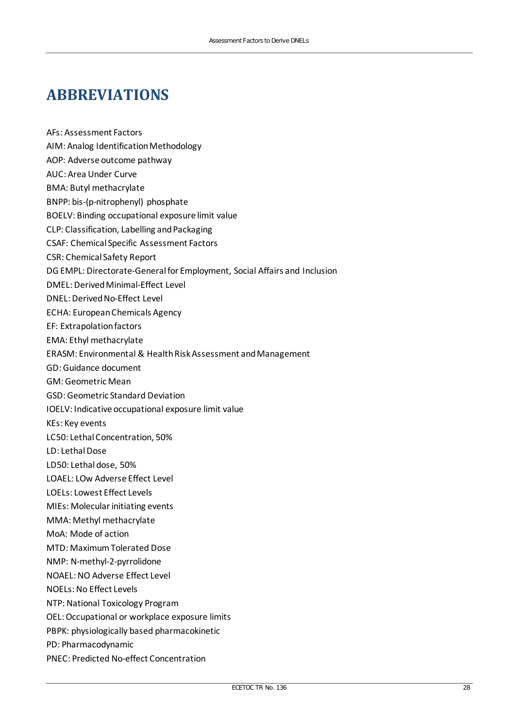# ABBREVIATIONS

AFs: Assessment Factors
AIM: Analog Identification Methodology
AOP: Adverse outcome pathway
AUC: Area Under Curve
BMA: Butyl methacrylate
BNPP: bis-(p-nitrophenyl) phosphate
BOELV: Binding occupational exposure limit value
CLP: Classification, Labelling and Packaging
CSAF: Chemical Specific Assessment Factors
CSR: Chemical Safety Report
DG EMPL: Directorate-General for Employment, Social Affairs and Inclusion
DMEL: Derived Minimal-Effect Level
DNEL: Derived No-Effect Level
ECHA: European Chemicals Agency
EF: Extrapolation factors
EMA: Ethyl methacrylate
ERASM: Environmental & Health Risk Assessment and Management
GD: Guidance document
GM: Geometric Mean
GSD: Geometric Standard Deviation
IOELV: Indicative occupational exposure limit value
KEs: Key events
LC50: Lethal Concentration, 50%
LD: Lethal Dose
LD50: Lethal dose, 50%
LOAEL: LOw Adverse Effect Level
LOELs: Lowest Effect Levels
MIEs: Molecular initiating events
MMA: Methyl methacrylate
MoA: Mode of action
MTD: Maximum Tolerated Dose
NMP: N-methyl-2-pyrrolidone
NOAEL: NO Adverse Effect Level
NOELs: No Effect Levels
NTP: National Toxicology Program
OEL: Occupational or workplace exposure limits
PBPK: physiologically based pharmacokinetic
PD: Pharmacodynamic
PNEC: Predicted No-effect Concentration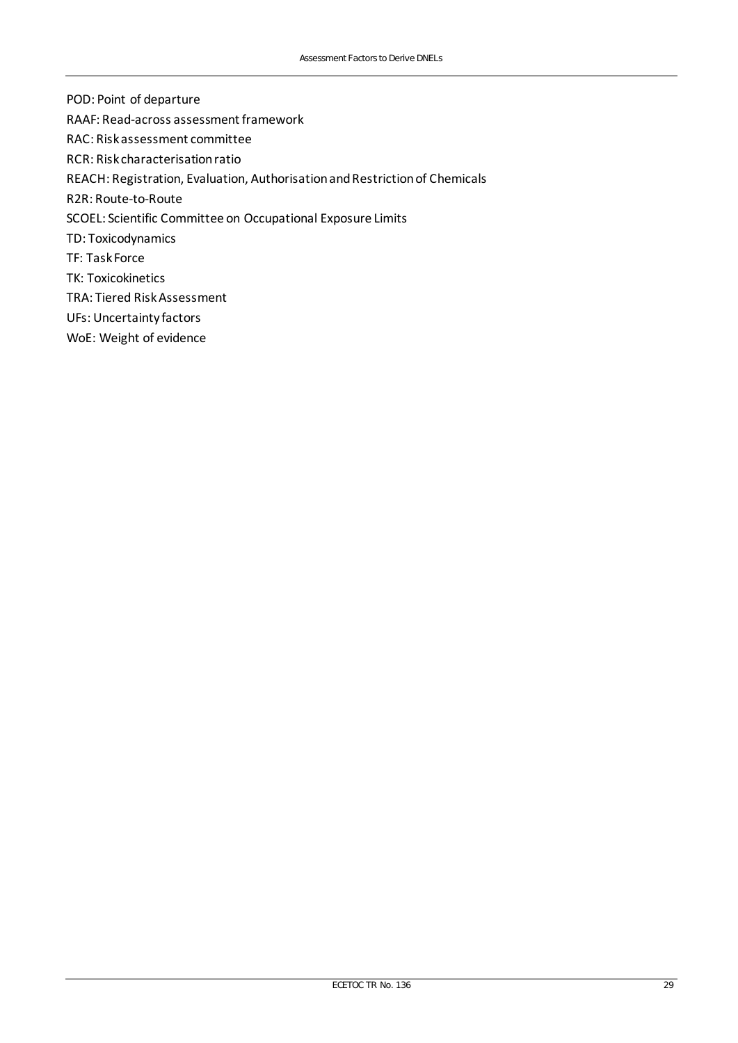POD: Point of departure

RAAF: Read-across assessment framework

RAC: Risk assessment committee

RCR: Risk characterisation ratio

REACH: Registration, Evaluation, Authorisation and Restriction of Chemicals

R2R: Route-to-Route

SCOEL: Scientific Committee on Occupational Exposure Limits

TD: Toxicodynamics

TF: Task Force

TK: Toxicokinetics

TRA: Tiered Risk Assessment

UFs: Uncertainty factors

WoE: Weight of evidence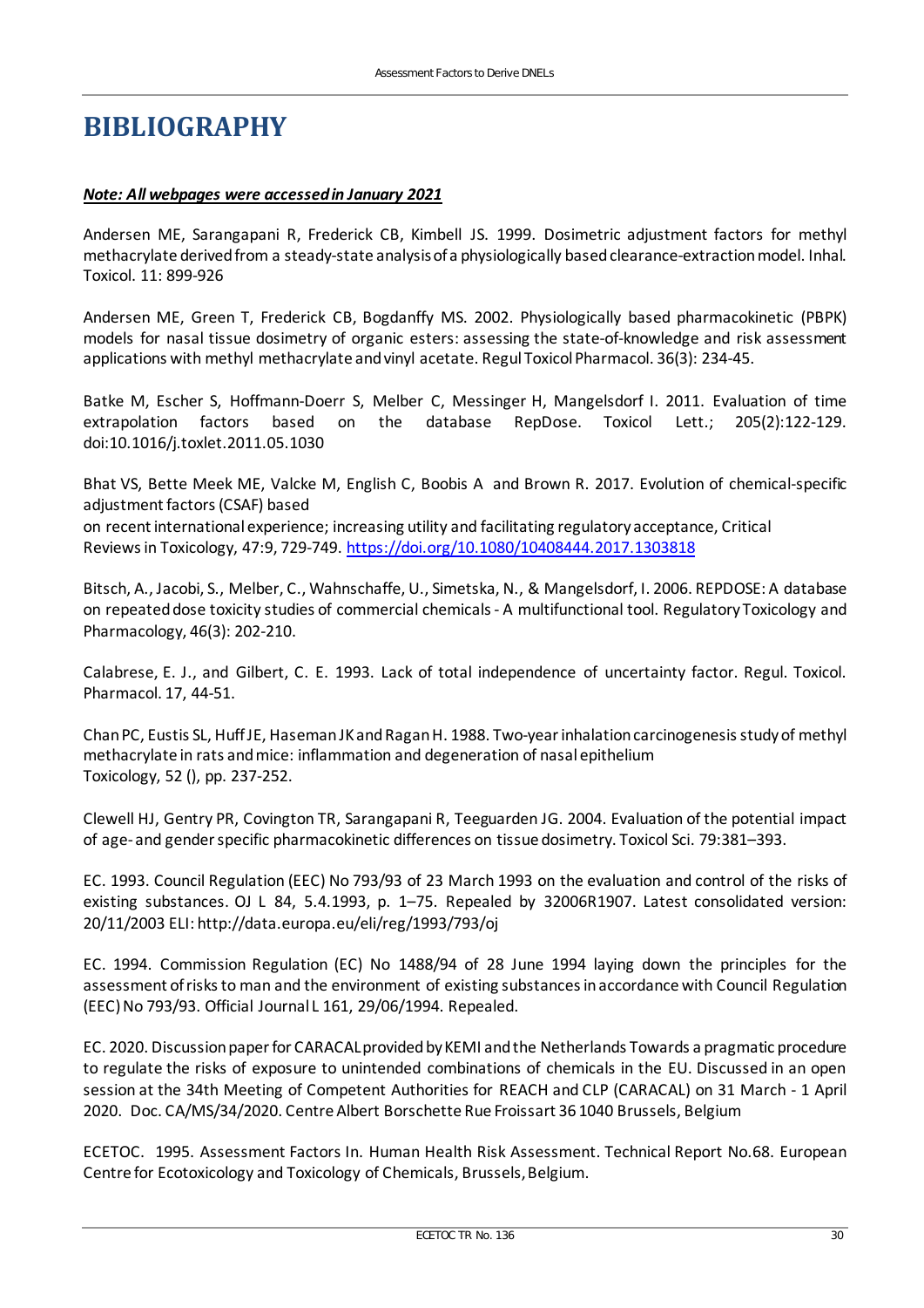# BIBLIOGRAPHY

***Note: All webpages were accessed in January 2021***

Andersen ME, Sarangapani R, Frederick CB, Kimbell JS. 1999. Dosimetric adjustment factors for methyl methacrylate derived from a steady-state analysis of a physiologically based clearance-extraction model. Inhal. Toxicol. 11: 899-926

Andersen ME, Green T, Frederick CB, Bogdanffy MS. 2002. Physiologically based pharmacokinetic (PBPK) models for nasal tissue dosimetry of organic esters: assessing the state-of-knowledge and risk assessment applications with methyl methacrylate and vinyl acetate. Regul Toxicol Pharmacol. 36(3): 234-45.

Batke M, Escher S, Hoffmann-Doerr S, Melber C, Messinger H, Mangelsdorf I. 2011. Evaluation of time extrapolation factors based on the database RepDose. Toxicol Lett.; 205(2):122-129. doi:10.1016/j.toxlet.2011.05.1030

Bhat VS, Bette Meek ME, Valcke M, English C, Boobis A and Brown R. 2017. Evolution of chemical-specific adjustment factors (CSAF) based
on recent international experience; increasing utility and facilitating regulatory acceptance, Critical Reviews in Toxicology, 47:9, 729-749. https://doi.org/10.1080/10408444.2017.1303818

Bitsch, A., Jacobi, S., Melber, C., Wahnschaffe, U., Simetska, N., & Mangelsdorf, I. 2006. REPDOSE: A database on repeated dose toxicity studies of commercial chemicals - A multifunctional tool. Regulatory Toxicology and Pharmacology, 46(3): 202-210.

Calabrese, E. J., and Gilbert, C. E. 1993. Lack of total independence of uncertainty factor. Regul. Toxicol. Pharmacol. 17, 44-51.

Chan PC, Eustis SL, Huff JE, Haseman JK and Ragan H. 1988. Two-year inhalation carcinogenesis study of methyl methacrylate in rats and mice: inflammation and degeneration of nasal epithelium
Toxicology, 52 (), pp. 237-252.

Clewell HJ, Gentry PR, Covington TR, Sarangapani R, Teeguarden JG. 2004. Evaluation of the potential impact of age- and gender specific pharmacokinetic differences on tissue dosimetry. Toxicol Sci. 79:381–393.

EC. 1993. Council Regulation (EEC) No 793/93 of 23 March 1993 on the evaluation and control of the risks of existing substances. OJ L 84, 5.4.1993, p. 1–75. Repealed by 32006R1907. Latest consolidated version: 20/11/2003 ELI: http://data.europa.eu/eli/reg/1993/793/oj

EC. 1994. Commission Regulation (EC) No 1488/94 of 28 June 1994 laying down the principles for the assessment of risks to man and the environment of existing substances in accordance with Council Regulation (EEC) No 793/93. Official Journal L 161, 29/06/1994. Repealed.

EC. 2020. Discussion paper for CARACAL provided by KEMI and the Netherlands Towards a pragmatic procedure to regulate the risks of exposure to unintended combinations of chemicals in the EU. Discussed in an open session at the 34th Meeting of Competent Authorities for REACH and CLP (CARACAL) on 31 March - 1 April 2020. Doc. CA/MS/34/2020. Centre Albert Borschette Rue Froissart 36 1040 Brussels, Belgium

ECETOC. 1995. Assessment Factors In. Human Health Risk Assessment. Technical Report No.68. European Centre for Ecotoxicology and Toxicology of Chemicals, Brussels, Belgium.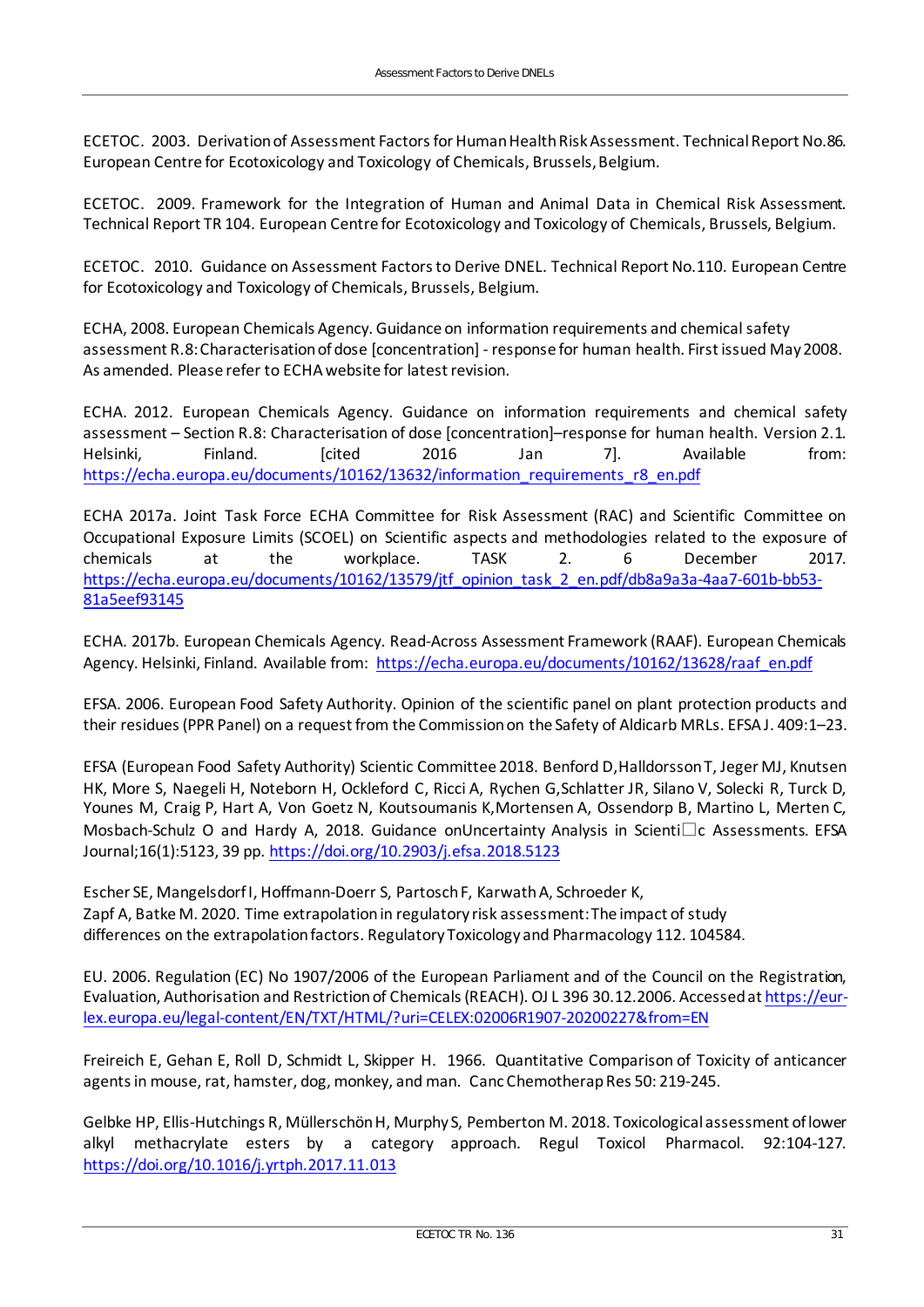ECETOC. 2003. Derivation of Assessment Factors for Human Health Risk Assessment. Technical Report No.86. European Centre for Ecotoxicology and Toxicology of Chemicals, Brussels, Belgium.

ECETOC. 2009. Framework for the Integration of Human and Animal Data in Chemical Risk Assessment. Technical Report TR 104. European Centre for Ecotoxicology and Toxicology of Chemicals, Brussels, Belgium.

ECETOC. 2010. Guidance on Assessment Factors to Derive DNEL. Technical Report No.110. European Centre for Ecotoxicology and Toxicology of Chemicals, Brussels, Belgium.

ECHA, 2008. European Chemicals Agency. Guidance on information requirements and chemical safety assessment R.8: Characterisation of dose [concentration] - response for human health. First issued May 2008. As amended. Please refer to ECHA website for latest revision.

ECHA. 2012. European Chemicals Agency. Guidance on information requirements and chemical safety assessment – Section R.8: Characterisation of dose [concentration]–response for human health. Version 2.1. Helsinki, Finland. [cited 2016 Jan 7]. Available from: https://echa.europa.eu/documents/10162/13632/information_requirements_r8_en.pdf

ECHA 2017a. Joint Task Force ECHA Committee for Risk Assessment (RAC) and Scientific Committee on Occupational Exposure Limits (SCOEL) on Scientific aspects and methodologies related to the exposure of chemicals at the workplace. TASK 2. 6 December 2017. https://echa.europa.eu/documents/10162/13579/jtf_opinion_task_2_en.pdf/db8a9a3a-4aa7-601b-bb53-81a5eef93145

ECHA. 2017b. European Chemicals Agency. Read-Across Assessment Framework (RAAF). European Chemicals Agency. Helsinki, Finland. Available from: https://echa.europa.eu/documents/10162/13628/raaf_en.pdf

EFSA. 2006. European Food Safety Authority. Opinion of the scientific panel on plant protection products and their residues (PPR Panel) on a request from the Commission on the Safety of Aldicarb MRLs. EFSA J. 409:1–23.

EFSA (European Food Safety Authority) Scientic Committee 2018. Benford D, Halldorsson T, Jeger MJ, Knutsen HK, More S, Naegeli H, Noteborn H, Ockleford C, Ricci A, Rychen G, Schlatter JR, Silano V, Solecki R, Turck D, Younes M, Craig P, Hart A, Von Goetz N, Koutsoumanis K, Mortensen A, Ossendorp B, Martino L, Merten C, Mosbach-Schulz O and Hardy A, 2018. Guidance on Uncertainty Analysis in Scienti□c Assessments. EFSA Journal;16(1):5123, 39 pp. https://doi.org/10.2903/j.efsa.2018.5123

Escher SE, Mangelsdorf I, Hoffmann-Doerr S, Partosch F, Karwath A, Schroeder K, Zapf A, Batke M. 2020. Time extrapolation in regulatory risk assessment: The impact of study differences on the extrapolation factors. Regulatory Toxicology and Pharmacology 112. 104584.

EU. 2006. Regulation (EC) No 1907/2006 of the European Parliament and of the Council on the Registration, Evaluation, Authorisation and Restriction of Chemicals (REACH). OJ L 396 30.12.2006. Accessed at https://eur-lex.europa.eu/legal-content/EN/TXT/HTML/?uri=CELEX:02006R1907-20200227&from=EN

Freireich E, Gehan E, Roll D, Schmidt L, Skipper H. 1966. Quantitative Comparison of Toxicity of anticancer agents in mouse, rat, hamster, dog, monkey, and man. Canc Chemotherap Res 50: 219-245.

Gelbke HP, Ellis-Hutchings R, Müllerschön H, Murphy S, Pemberton M. 2018. Toxicological assessment of lower alkyl methacrylate esters by a category approach. Regul Toxicol Pharmacol. 92:104-127. https://doi.org/10.1016/j.yrtph.2017.11.013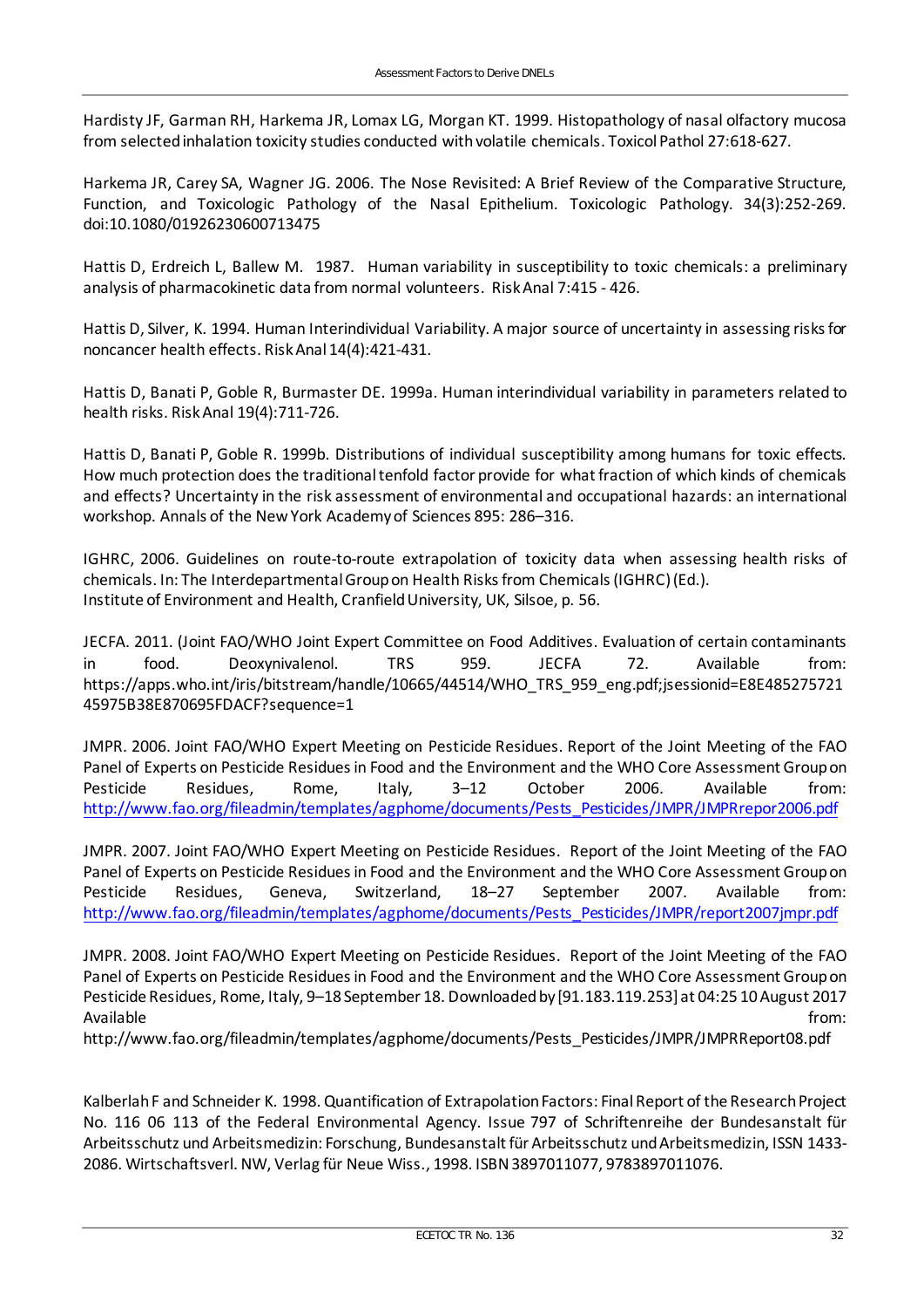Hardisty JF, Garman RH, Harkema JR, Lomax LG, Morgan KT. 1999. Histopathology of nasal olfactory mucosa from selected inhalation toxicity studies conducted with volatile chemicals. Toxicol Pathol 27:618-627.

Harkema JR, Carey SA, Wagner JG. 2006. The Nose Revisited: A Brief Review of the Comparative Structure, Function, and Toxicologic Pathology of the Nasal Epithelium. Toxicologic Pathology. 34(3):252-269. doi:10.1080/01926230600713475

Hattis D, Erdreich L, Ballew M. 1987. Human variability in susceptibility to toxic chemicals: a preliminary analysis of pharmacokinetic data from normal volunteers. Risk Anal 7:415 - 426.

Hattis D, Silver, K. 1994. Human Interindividual Variability. A major source of uncertainty in assessing risks for noncancer health effects. Risk Anal 14(4):421-431.

Hattis D, Banati P, Goble R, Burmaster DE. 1999a. Human interindividual variability in parameters related to health risks. Risk Anal 19(4):711-726.

Hattis D, Banati P, Goble R. 1999b. Distributions of individual susceptibility among humans for toxic effects. How much protection does the traditional tenfold factor provide for what fraction of which kinds of chemicals and effects? Uncertainty in the risk assessment of environmental and occupational hazards: an international workshop. Annals of the New York Academy of Sciences 895: 286–316.

IGHRC, 2006. Guidelines on route-to-route extrapolation of toxicity data when assessing health risks of chemicals. In: The Interdepartmental Group on Health Risks from Chemicals (IGHRC) (Ed.). Institute of Environment and Health, Cranfield University, UK, Silsoe, p. 56.

JECFA. 2011. (Joint FAO/WHO Joint Expert Committee on Food Additives. Evaluation of certain contaminants in food. Deoxynivalenol. TRS 959. JECFA 72. Available from: https://apps.who.int/iris/bitstream/handle/10665/44514/WHO_TRS_959_eng.pdf;jsessionid=E8E48527572145975B38E870695FDACF?sequence=1

JMPR. 2006. Joint FAO/WHO Expert Meeting on Pesticide Residues. Report of the Joint Meeting of the FAO Panel of Experts on Pesticide Residues in Food and the Environment and the WHO Core Assessment Group on Pesticide Residues, Rome, Italy, 3–12 October 2006. Available from: http://www.fao.org/fileadmin/templates/agphome/documents/Pests_Pesticides/JMPR/JMPRrepor2006.pdf

JMPR. 2007. Joint FAO/WHO Expert Meeting on Pesticide Residues. Report of the Joint Meeting of the FAO Panel of Experts on Pesticide Residues in Food and the Environment and the WHO Core Assessment Group on Pesticide Residues, Geneva, Switzerland, 18–27 September 2007. Available from: http://www.fao.org/fileadmin/templates/agphome/documents/Pests_Pesticides/JMPR/report2007jmpr.pdf

JMPR. 2008. Joint FAO/WHO Expert Meeting on Pesticide Residues. Report of the Joint Meeting of the FAO Panel of Experts on Pesticide Residues in Food and the Environment and the WHO Core Assessment Group on Pesticide Residues, Rome, Italy, 9–18 September 18. Downloaded by [91.183.119.253] at 04:25 10 August 2017 Available from: http://www.fao.org/fileadmin/templates/agphome/documents/Pests_Pesticides/JMPR/JMPRReport08.pdf

Kalberlah F and Schneider K. 1998. Quantification of Extrapolation Factors: Final Report of the Research Project No. 116 06 113 of the Federal Environmental Agency. Issue 797 of Schriftenreihe der Bundesanstalt für Arbeitsschutz und Arbeitsmedizin: Forschung, Bundesanstalt für Arbeitsschutz und Arbeitsmedizin, ISSN 1433-2086. Wirtschaftsverl. NW, Verlag für Neue Wiss., 1998. ISBN 3897011077, 9783897011076.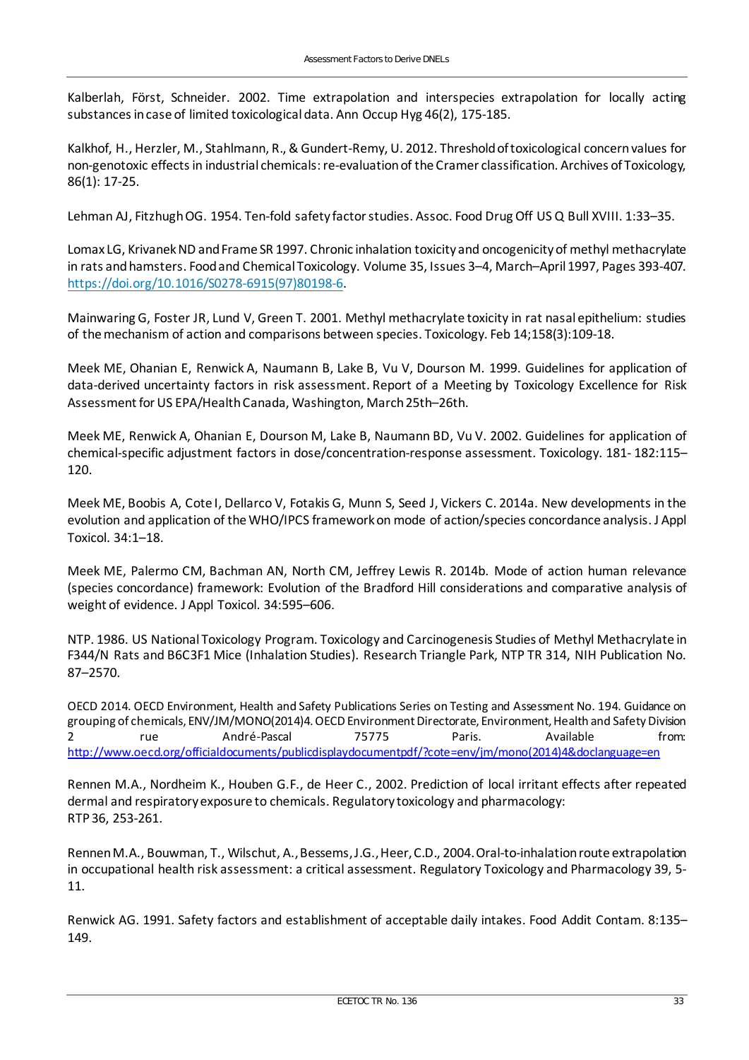Kalberlah, Först, Schneider. 2002. Time extrapolation and interspecies extrapolation for locally acting substances in case of limited toxicological data. Ann Occup Hyg 46(2), 175-185.

Kalkhof, H., Herzler, M., Stahlmann, R., & Gundert-Remy, U. 2012. Threshold of toxicological concern values for non-genotoxic effects in industrial chemicals: re-evaluation of the Cramer classification. Archives of Toxicology, 86(1): 17-25.

Lehman AJ, Fitzhugh OG. 1954. Ten-fold safety factor studies. Assoc. Food Drug Off US Q Bull XVIII. 1:33–35.

Lomax LG, Krivanek ND and Frame SR 1997. Chronic inhalation toxicity and oncogenicity of methyl methacrylate in rats and hamsters. Food and Chemical Toxicology. Volume 35, Issues 3–4, March–April 1997, Pages 393-407. https://doi.org/10.1016/S0278-6915(97)80198-6.

Mainwaring G, Foster JR, Lund V, Green T. 2001. Methyl methacrylate toxicity in rat nasal epithelium: studies of the mechanism of action and comparisons between species. Toxicology. Feb 14;158(3):109-18.

Meek ME, Ohanian E, Renwick A, Naumann B, Lake B, Vu V, Dourson M. 1999. Guidelines for application of data-derived uncertainty factors in risk assessment. Report of a Meeting by Toxicology Excellence for Risk Assessment for US EPA/Health Canada, Washington, March 25th–26th.

Meek ME, Renwick A, Ohanian E, Dourson M, Lake B, Naumann BD, Vu V. 2002. Guidelines for application of chemical-specific adjustment factors in dose/concentration-response assessment. Toxicology. 181- 182:115–120.

Meek ME, Boobis A, Cote I, Dellarco V, Fotakis G, Munn S, Seed J, Vickers C. 2014a. New developments in the evolution and application of the WHO/IPCS framework on mode of action/species concordance analysis. J Appl Toxicol. 34:1–18.

Meek ME, Palermo CM, Bachman AN, North CM, Jeffrey Lewis R. 2014b. Mode of action human relevance (species concordance) framework: Evolution of the Bradford Hill considerations and comparative analysis of weight of evidence. J Appl Toxicol. 34:595–606.

NTP. 1986. US National Toxicology Program. Toxicology and Carcinogenesis Studies of Methyl Methacrylate in F344/N Rats and B6C3F1 Mice (Inhalation Studies). Research Triangle Park, NTP TR 314, NIH Publication No. 87–2570.

OECD 2014. OECD Environment, Health and Safety Publications Series on Testing and Assessment No. 194. Guidance on grouping of chemicals, ENV/JM/MONO(2014)4. OECD Environment Directorate, Environment, Health and Safety Division 2 rue André-Pascal 75775 Paris. Available from: http://www.oecd.org/officialdocuments/publicdisplaydocumentpdf/?cote=env/jm/mono(2014)4&doclanguage=en

Rennen M.A., Nordheim K., Houben G.F., de Heer C., 2002. Prediction of local irritant effects after repeated dermal and respiratory exposure to chemicals. Regulatory toxicology and pharmacology: RTP 36, 253-261.

Rennen M.A., Bouwman, T., Wilschut, A., Bessems, J.G., Heer, C.D., 2004. Oral-to-inhalation route extrapolation in occupational health risk assessment: a critical assessment. Regulatory Toxicology and Pharmacology 39, 5-11.

Renwick AG. 1991. Safety factors and establishment of acceptable daily intakes. Food Addit Contam. 8:135–149.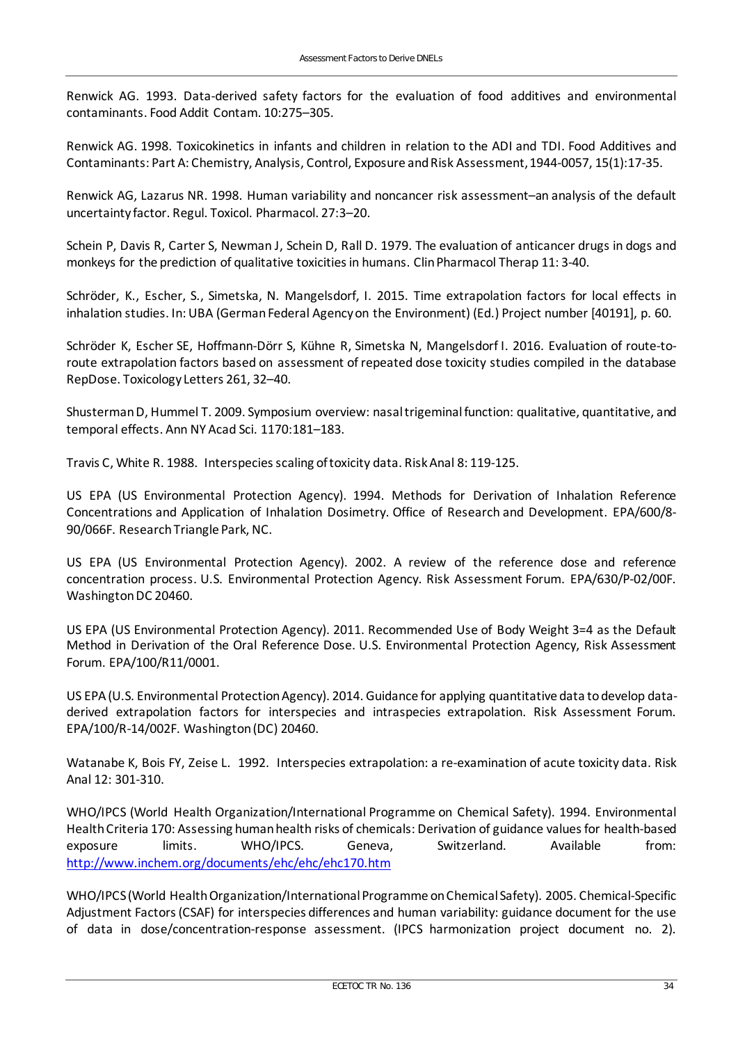Renwick AG. 1993. Data-derived safety factors for the evaluation of food additives and environmental contaminants. Food Addit Contam. 10:275–305.

Renwick AG. 1998. Toxicokinetics in infants and children in relation to the ADI and TDI. Food Additives and Contaminants: Part A: Chemistry, Analysis, Control, Exposure and Risk Assessment, 1944-0057, 15(1):17-35.

Renwick AG, Lazarus NR. 1998. Human variability and noncancer risk assessment–an analysis of the default uncertainty factor. Regul. Toxicol. Pharmacol. 27:3–20.

Schein P, Davis R, Carter S, Newman J, Schein D, Rall D. 1979. The evaluation of anticancer drugs in dogs and monkeys for the prediction of qualitative toxicities in humans. Clin Pharmacol Therap 11: 3-40.

Schröder, K., Escher, S., Simetska, N. Mangelsdorf, I. 2015. Time extrapolation factors for local effects in inhalation studies. In: UBA (German Federal Agency on the Environment) (Ed.) Project number [40191], p. 60.

Schröder K, Escher SE, Hoffmann-Dörr S, Kühne R, Simetska N, Mangelsdorf I. 2016. Evaluation of route-to-route extrapolation factors based on assessment of repeated dose toxicity studies compiled in the database RepDose. Toxicology Letters 261, 32–40.

Shusterman D, Hummel T. 2009. Symposium overview: nasal trigeminal function: qualitative, quantitative, and temporal effects. Ann NY Acad Sci. 1170:181–183.

Travis C, White R. 1988. Interspecies scaling of toxicity data. Risk Anal 8: 119-125.

US EPA (US Environmental Protection Agency). 1994. Methods for Derivation of Inhalation Reference Concentrations and Application of Inhalation Dosimetry. Office of Research and Development. EPA/600/8-90/066F. Research Triangle Park, NC.

US EPA (US Environmental Protection Agency). 2002. A review of the reference dose and reference concentration process. U.S. Environmental Protection Agency. Risk Assessment Forum. EPA/630/P-02/00F. Washington DC 20460.

US EPA (US Environmental Protection Agency). 2011. Recommended Use of Body Weight 3=4 as the Default Method in Derivation of the Oral Reference Dose. U.S. Environmental Protection Agency, Risk Assessment Forum. EPA/100/R11/0001.

US EPA (U.S. Environmental Protection Agency). 2014. Guidance for applying quantitative data to develop data-derived extrapolation factors for interspecies and intraspecies extrapolation. Risk Assessment Forum. EPA/100/R-14/002F. Washington (DC) 20460.

Watanabe K, Bois FY, Zeise L. 1992. Interspecies extrapolation: a re-examination of acute toxicity data. Risk Anal 12: 301-310.

WHO/IPCS (World Health Organization/International Programme on Chemical Safety). 1994. Environmental Health Criteria 170: Assessing human health risks of chemicals: Derivation of guidance values for health-based exposure limits. WHO/IPCS. Geneva, Switzerland. Available from: http://www.inchem.org/documents/ehc/ehc/ehc170.htm

WHO/IPCS (World Health Organization/International Programme on Chemical Safety). 2005. Chemical-Specific Adjustment Factors (CSAF) for interspecies differences and human variability: guidance document for the use of data in dose/concentration-response assessment. (IPCS harmonization project document no. 2).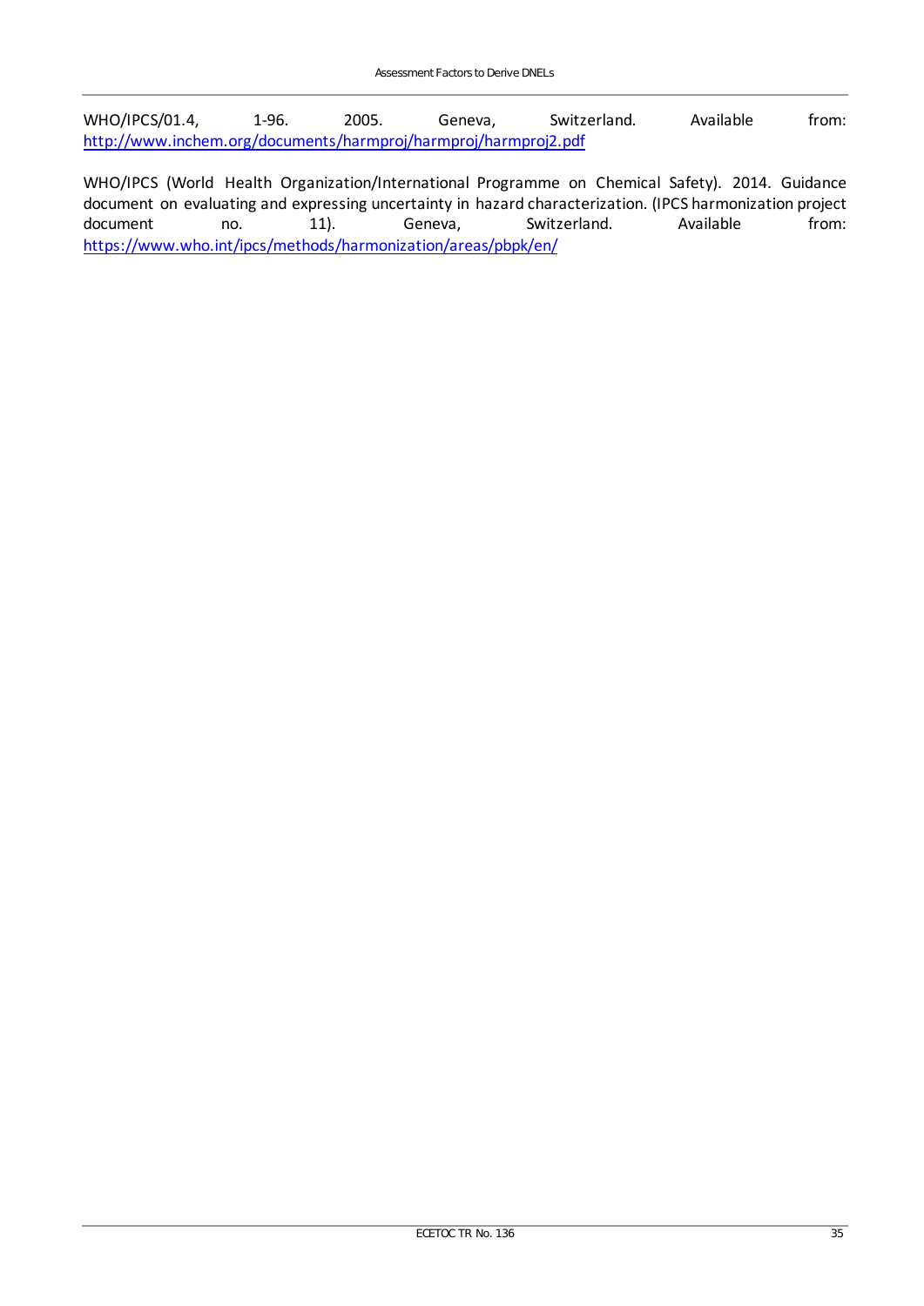WHO/IPCS/01.4, 1-96. 2005. Geneva, Switzerland. Available from: http://www.inchem.org/documents/harmproj/harmproj/harmproj2.pdf

WHO/IPCS (World Health Organization/International Programme on Chemical Safety). 2014. Guidance document on evaluating and expressing uncertainty in hazard characterization. (IPCS harmonization project document no. 11). Geneva, Switzerland. Available from: https://www.who.int/ipcs/methods/harmonization/areas/pbpk/en/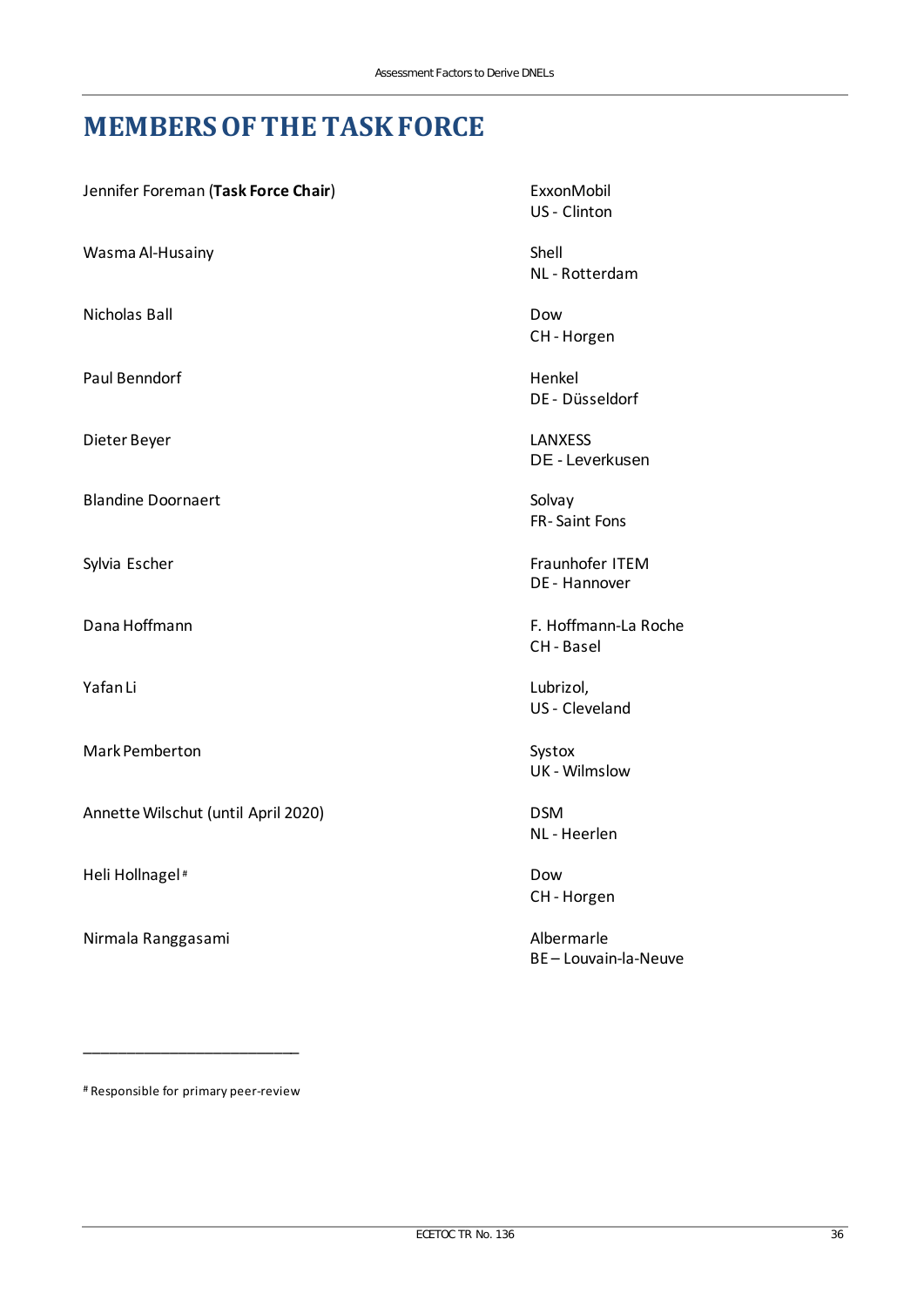# MEMBERS OF THE TASK FORCE

| | |
|---|---|
| Jennifer Foreman (**Task Force Chair**) | ExxonMobil<br>US - Clinton |
| Wasma Al-Husainy | Shell<br>NL - Rotterdam |
| Nicholas Ball | Dow<br>CH - Horgen |
| Paul Benndorf | Henkel<br>DE - Düsseldorf |
| Dieter Beyer | LANXESS<br>DE - Leverkusen |
| Blandine Doornaert | Solvay<br>FR- Saint Fons |
| Sylvia Escher | Fraunhofer ITEM<br>DE - Hannover |
| Dana Hoffmann | F. Hoffmann-La Roche<br>CH - Basel |
| Yafan Li | Lubrizol,<br>US - Cleveland |
| Mark Pemberton | Systox<br>UK - Wilmslow |
| Annette Wilschut (until April 2020) | DSM<br>NL - Heerlen |
| Heli Hollnagel[#] | Dow<br>CH - Horgen |
| Nirmala Ranggasami | Albermarle<br>BE – Louvain-la-Neuve |

---

[#] Responsible for primary peer-review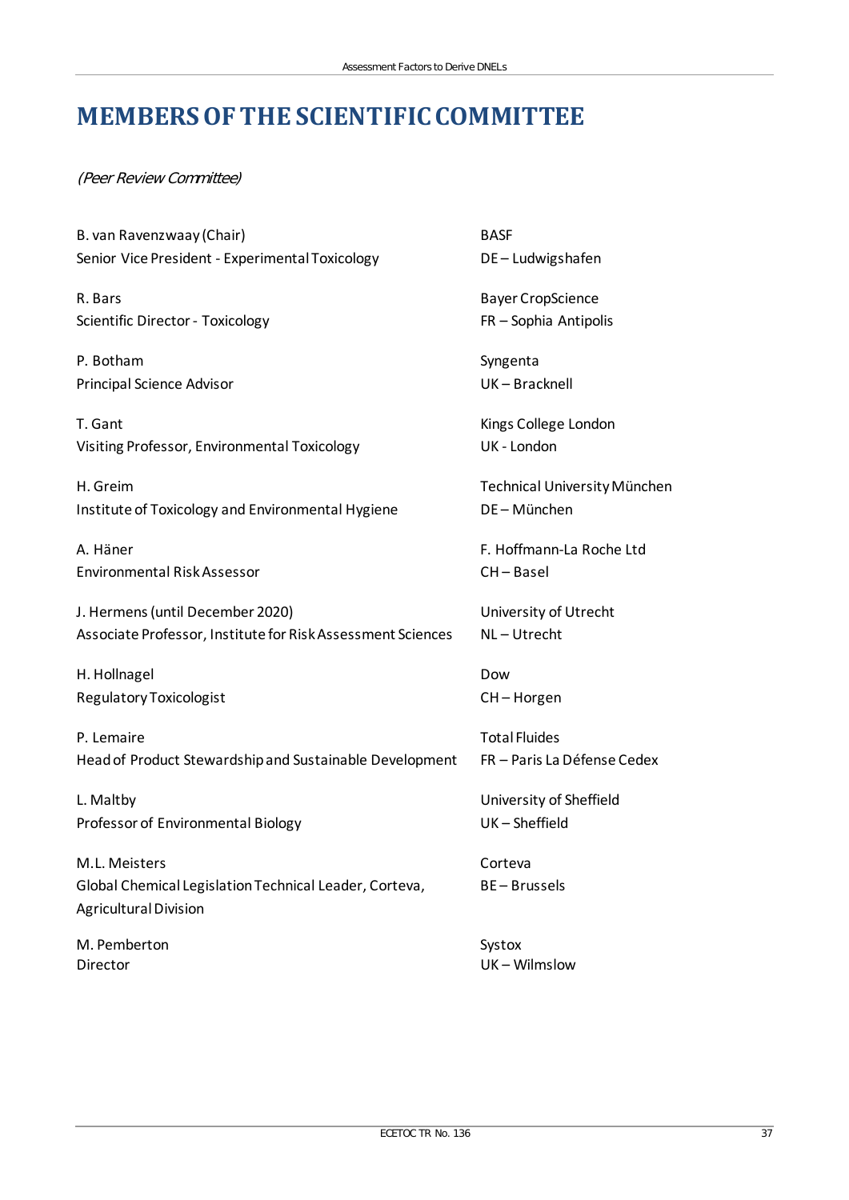# MEMBERS OF THE SCIENTIFIC COMMITTEE

*(Peer Review Committee)*

B. van Ravenzwaay (Chair)
Senior Vice President - Experimental Toxicology
BASF
DE – Ludwigshafen

R. Bars
Scientific Director - Toxicology
Bayer CropScience
FR – Sophia Antipolis

P. Botham
Principal Science Advisor
Syngenta
UK – Bracknell

T. Gant
Visiting Professor, Environmental Toxicology
Kings College London
UK - London

H. Greim
Institute of Toxicology and Environmental Hygiene
Technical University München
DE – München

A. Häner
Environmental Risk Assessor
F. Hoffmann-La Roche Ltd
CH – Basel

J. Hermens (until December 2020)
Associate Professor, Institute for Risk Assessment Sciences
University of Utrecht
NL – Utrecht

H. Hollnagel
Regulatory Toxicologist
Dow
CH – Horgen

P. Lemaire
Head of Product Stewardship and Sustainable Development
Total Fluides
FR – Paris La Défense Cedex

L. Maltby
Professor of Environmental Biology
University of Sheffield
UK – Sheffield

M.L. Meisters
Global Chemical Legislation Technical Leader, Corteva, Agricultural Division
Corteva
BE – Brussels

M. Pemberton
Director
Systox
UK – Wilmslow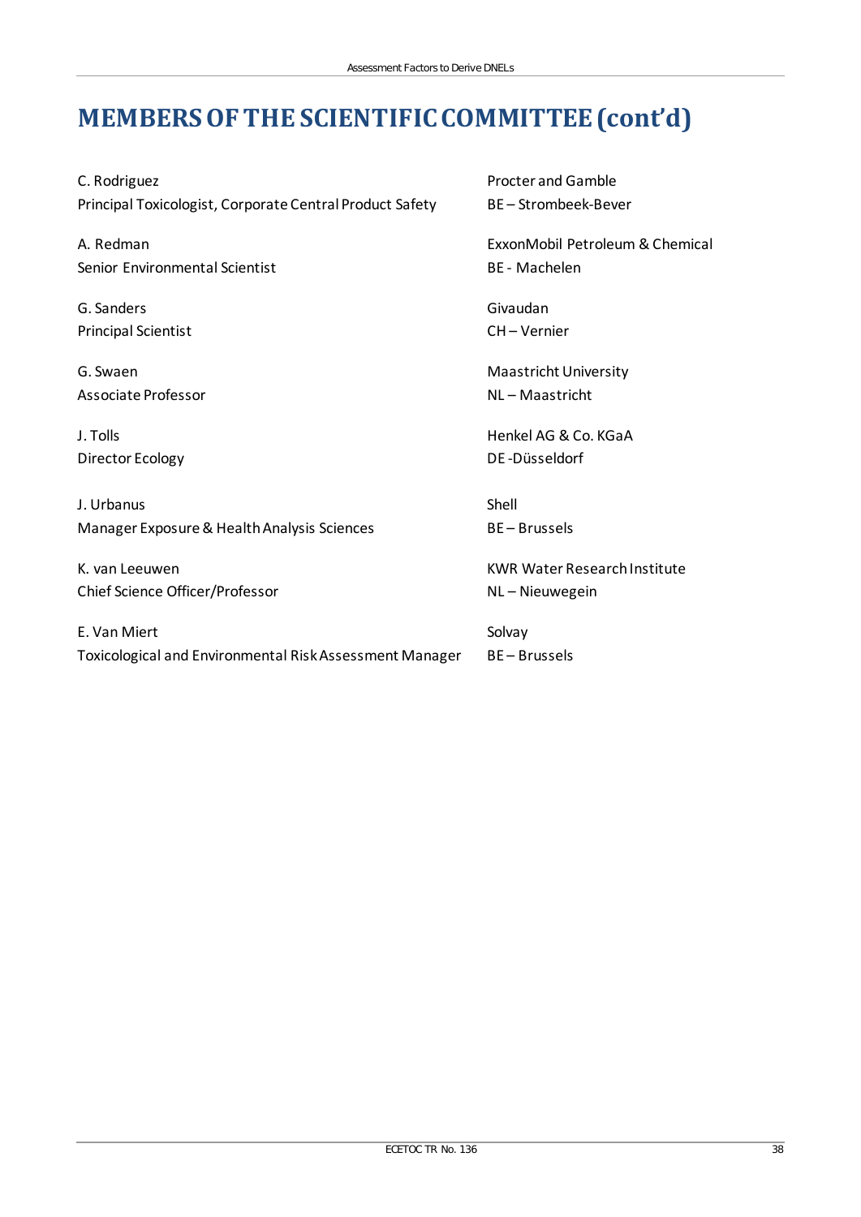# MEMBERS OF THE SCIENTIFIC COMMITTEE (cont'd)

C. Rodriguez
Principal Toxicologist, Corporate Central Product Safety
Procter and Gamble
BE – Strombeek-Bever

A. Redman
Senior Environmental Scientist
ExxonMobil Petroleum & Chemical
BE - Machelen

G. Sanders
Principal Scientist
Givaudan
CH – Vernier

G. Swaen
Associate Professor
Maastricht University
NL – Maastricht

J. Tolls
Director Ecology
Henkel AG & Co. KGaA
DE -Düsseldorf

J. Urbanus
Manager Exposure & Health Analysis Sciences
Shell
BE – Brussels

K. van Leeuwen
Chief Science Officer/Professor
KWR Water Research Institute
NL – Nieuwegein

E. Van Miert
Toxicological and Environmental Risk Assessment Manager
Solvay
BE – Brussels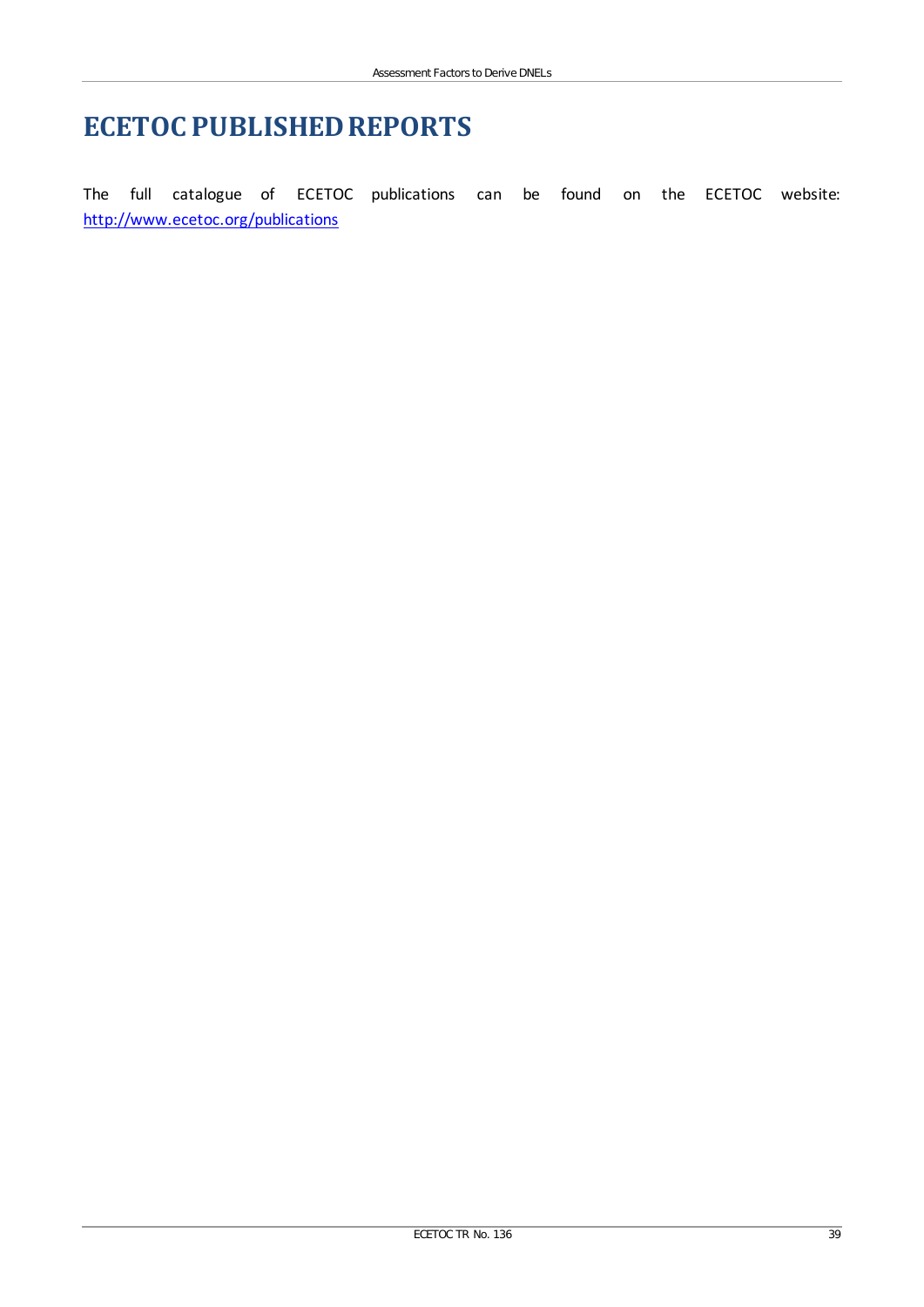# ECETOC PUBLISHED REPORTS

The full catalogue of ECETOC publications can be found on the ECETOC website: [http://www.ecetoc.org/publications](http://www.ecetoc.org/publications)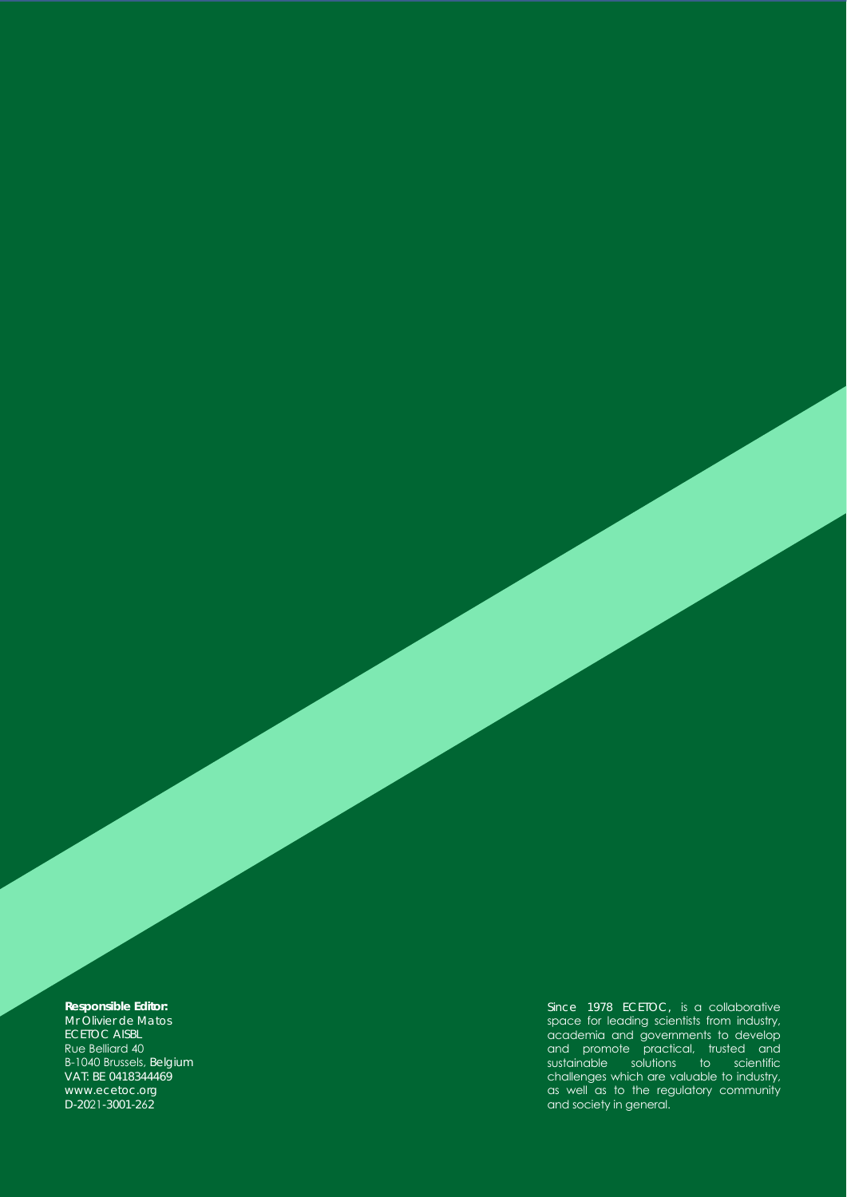**Responsible Editor:**
Mr Olivier de Matos
ECETOC AISBL
Rue Belliard 40
B-1040 Brussels, Belgium
VAT: BE 0418344469
www.ecetoc.org
D-2021-3001-262

Since 1978 ECETOC, is a collaborative space for leading scientists from industry, academia and governments to develop and promote practical, trusted and sustainable solutions to scientific challenges which are valuable to industry, as well as to the regulatory community and society in general.